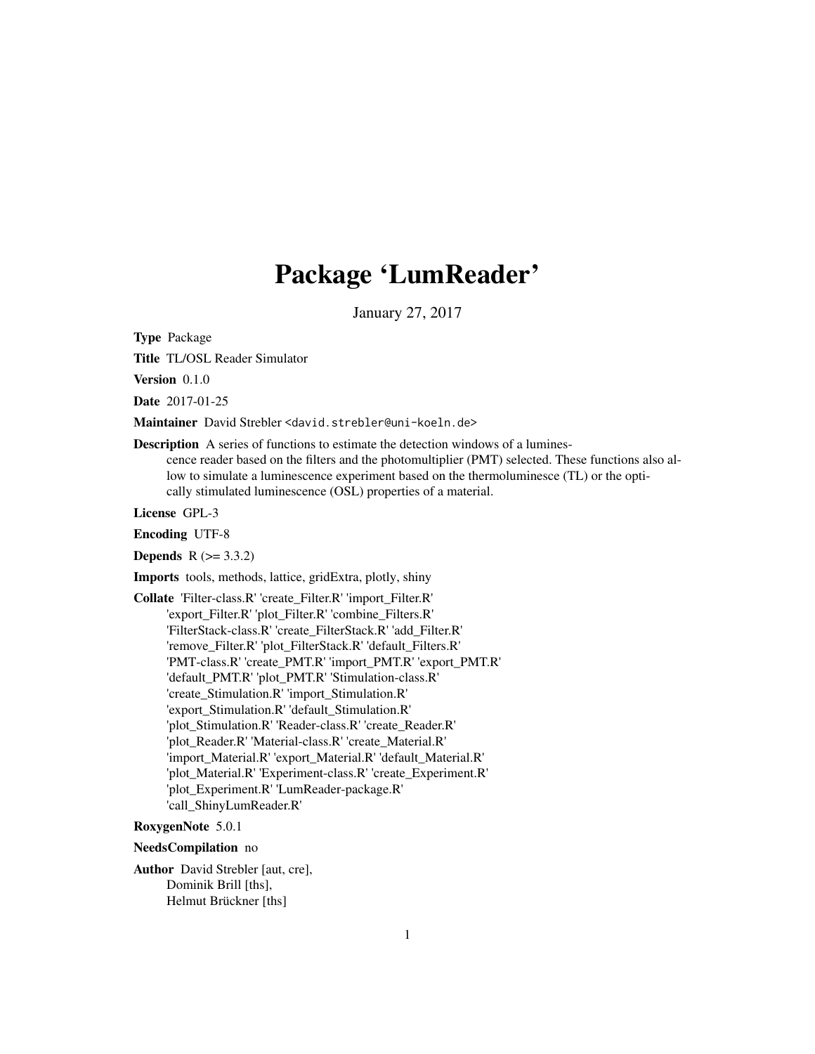# Package 'LumReader'

January 27, 2017

**Type** Package

**Title** TL/OSL Reader Simulator

**Version** 0.1.0

**Date** 2017-01-25

**Maintainer** David Strebler <david.strebler@uni-koeln.de>

**Description** A series of functions to estimate the detection windows of a luminescence reader based on the filters and the photomultiplier (PMT) selected. These functions also allow to simulate a luminescence experiment based on the thermoluminescence (TL) or the optically stimulated luminescence (OSL) properties of a material.

**License** GPL-3

**Encoding** UTF-8

**Depends** R (>= 3.3.2)

**Imports** tools, methods, lattice, gridExtra, plotly, shiny

**Collate** 'Filter-class.R' 'create_Filter.R' 'import_Filter.R' 'export_Filter.R' 'plot_Filter.R' 'combine_Filters.R' 'FilterStack-class.R' 'create_FilterStack.R' 'add_Filter.R' 'remove_Filter.R' 'plot_FilterStack.R' 'default_Filters.R' 'PMT-class.R' 'create_PMT.R' 'import_PMT.R' 'export_PMT.R' 'default_PMT.R' 'plot_PMT.R' 'Stimulation-class.R' 'create_Stimulation.R' 'import_Stimulation.R' 'export_Stimulation.R' 'default_Stimulation.R' 'plot_Stimulation.R' 'Reader-class.R' 'create_Reader.R' 'plot_Reader.R' 'Material-class.R' 'create_Material.R' 'import_Material.R' 'export_Material.R' 'default_Material.R' 'plot_Material.R' 'Experiment-class.R' 'create_Experiment.R' 'plot_Experiment.R' 'LumReader-package.R' 'call_ShinyLumReader.R'

**RoxygenNote** 5.0.1

**NeedsCompilation** no

**Author** David Strebler [aut, cre],
Dominik Brill [ths],
Helmut Brückner [ths]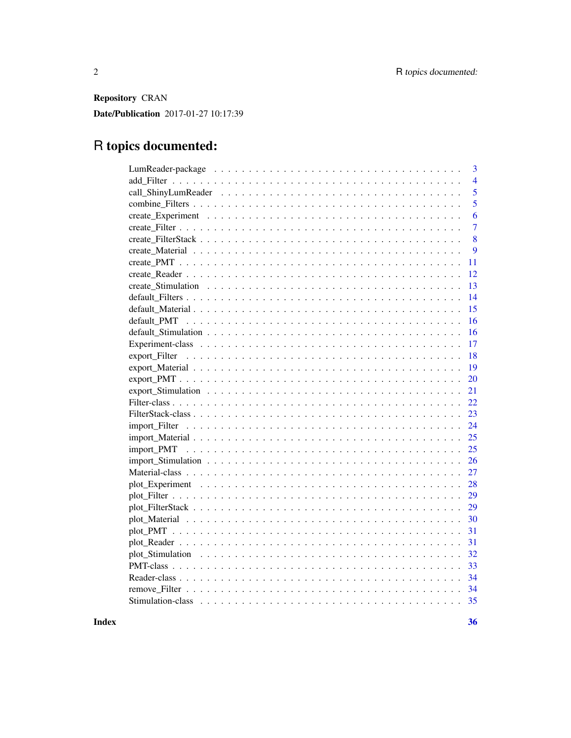**Repository** CRAN

**Date/Publication** 2017-01-27 10:17:39

# R topics documented:

| | |
|---|---|
| LumReader-package | 3 |
| add_Filter | 4 |
| call_ShinyLumReader | 5 |
| combine_Filters | 5 |
| create_Experiment | 6 |
| create_Filter | 7 |
| create_FilterStack | 8 |
| create_Material | 9 |
| create_PMT | 11 |
| create_Reader | 12 |
| create_Stimulation | 13 |
| default_Filters | 14 |
| default_Material | 15 |
| default_PMT | 16 |
| default_Stimulation | 16 |
| Experiment-class | 17 |
| export_Filter | 18 |
| export_Material | 19 |
| export_PMT | 20 |
| export_Stimulation | 21 |
| Filter-class | 22 |
| FilterStack-class | 23 |
| import_Filter | 24 |
| import_Material | 25 |
| import_PMT | 25 |
| import_Stimulation | 26 |
| Material-class | 27 |
| plot_Experiment | 28 |
| plot_Filter | 29 |
| plot_FilterStack | 29 |
| plot_Material | 30 |
| plot_PMT | 31 |
| plot_Reader | 31 |
| plot_Stimulation | 32 |
| PMT-class | 33 |
| Reader-class | 34 |
| remove_Filter | 34 |
| Stimulation-class | 35 |

**Index** **36**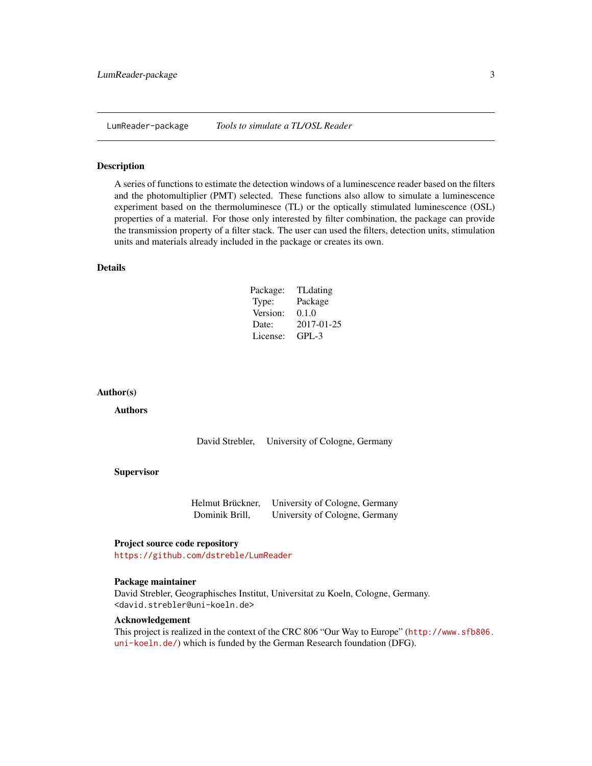LumReader-package *Tools to simulate a TL/OSL Reader*

## Description

A series of functions to estimate the detection windows of a luminescence reader based on the filters and the photomultiplier (PMT) selected. These functions also allow to simulate a luminescence experiment based on the thermoluminesce (TL) or the optically stimulated luminescence (OSL) properties of a material. For those only interested by filter combination, the package can provide the transmission property of a filter stack. The user can used the filters, detection units, stimulation units and materials already included in the package or creates its own.

## Details

| | |
|---|---|
| Package: | TLdating |
| Type: | Package |
| Version: | 0.1.0 |
| Date: | 2017-01-25 |
| License: | GPL-3 |

## Author(s)

### Authors

| | |
|---|---|
| David Strebler, | University of Cologne, Germany |

### Supervisor

| | |
|---|---|
| Helmut Brückner, | University of Cologne, Germany |
| Dominik Brill, | University of Cologne, Germany |

### Project source code repository

https://github.com/dstreble/LumReader

### Package maintainer

David Strebler, Geographisches Institut, Universitat zu Koeln, Cologne, Germany.
<david.strebler@uni-koeln.de>

### Acknowledgement

This project is realized in the context of the CRC 806 “Our Way to Europe” (http://www.sfb806.uni-koeln.de/) which is funded by the German Research foundation (DFG).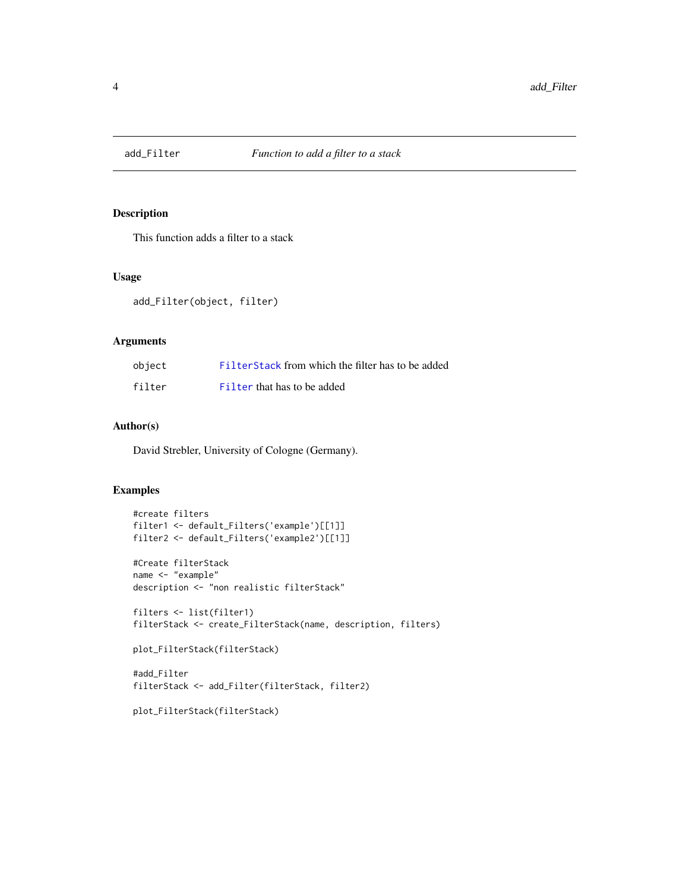## add_Filter — *Function to add a filter to a stack*

### Description

This function adds a filter to a stack

### Usage

```
add_Filter(object, filter)
```

### Arguments

| | |
|---|---|
| object | FilterStack from which the filter has to be added |
| filter | Filter that has to be added |

### Author(s)

David Strebler, University of Cologne (Germany).

### Examples

```
#create filters
filter1 <- default_Filters('example')[[1]]
filter2 <- default_Filters('example2')[[1]]

#Create filterStack
name <- "example"
description <- "non realistic filterStack"

filters <- list(filter1)
filterStack <- create_FilterStack(name, description, filters)

plot_FilterStack(filterStack)

#add_Filter
filterStack <- add_Filter(filterStack, filter2)

plot_FilterStack(filterStack)
```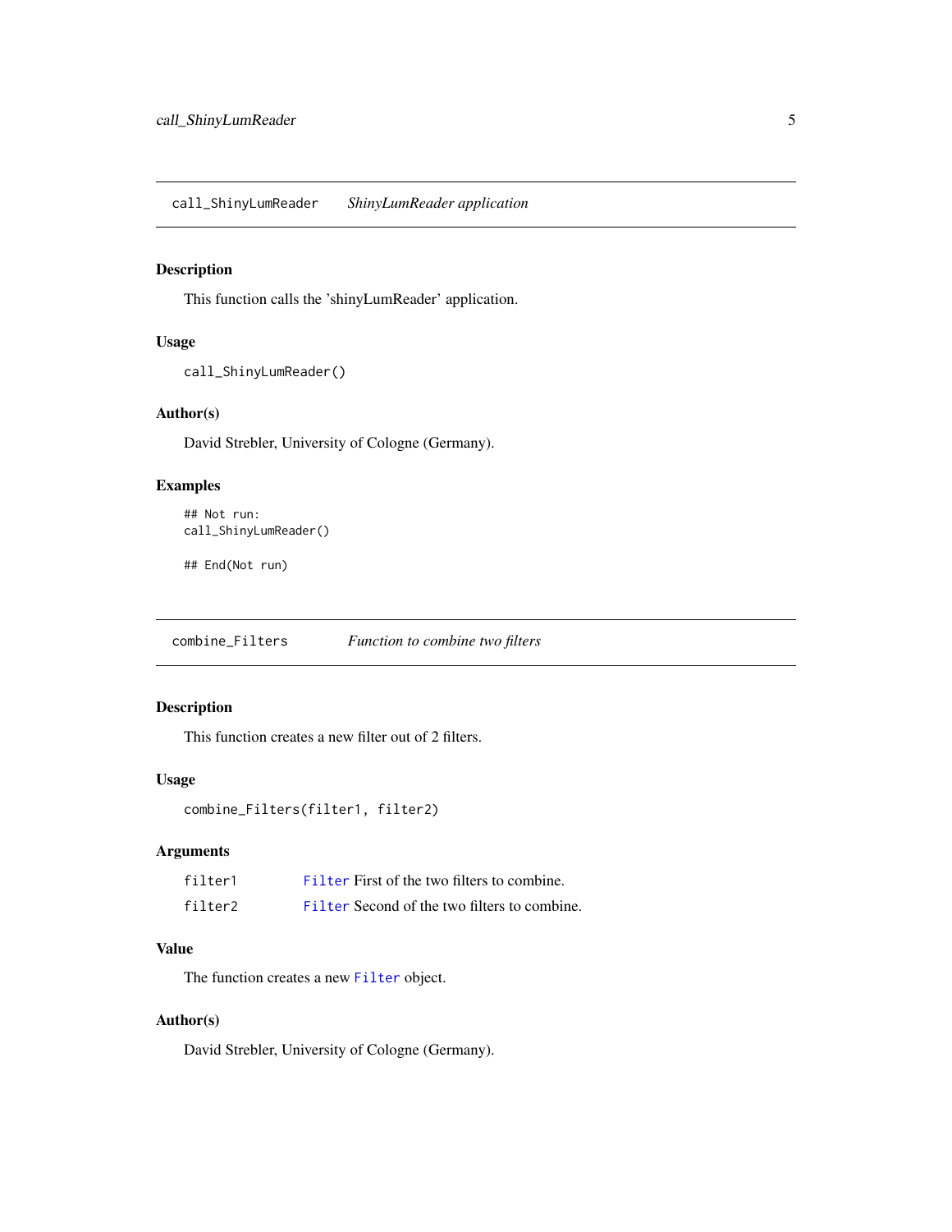## call_ShinyLumReader — *ShinyLumReader application*

### Description

This function calls the 'shinyLumReader' application.

### Usage

```
call_ShinyLumReader()
```

### Author(s)

David Strebler, University of Cologne (Germany).

### Examples

```
## Not run:
call_ShinyLumReader()

## End(Not run)
```

## combine_Filters — *Function to combine two filters*

### Description

This function creates a new filter out of 2 filters.

### Usage

```
combine_Filters(filter1, filter2)
```

### Arguments

| | |
|---|---|
| filter1 | Filter First of the two filters to combine. |
| filter2 | Filter Second of the two filters to combine. |

### Value

The function creates a new Filter object.

### Author(s)

David Strebler, University of Cologne (Germany).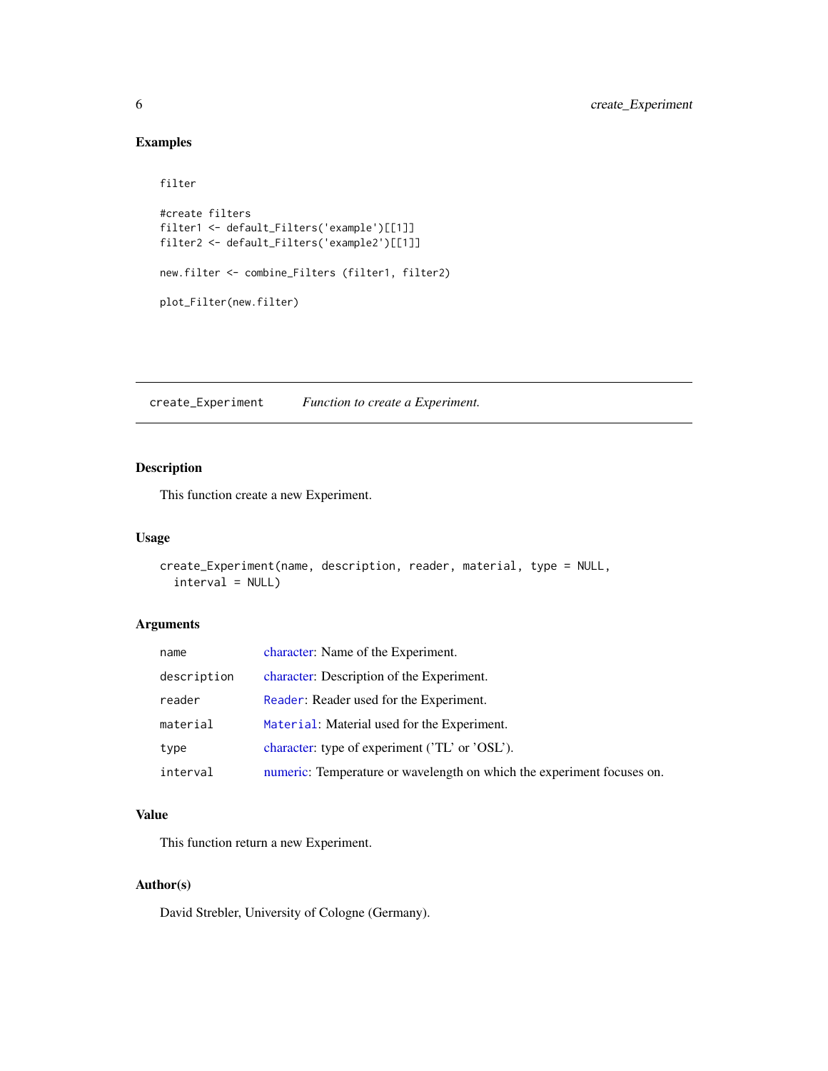## Examples

```
filter

#create filters
filter1 <- default_Filters('example')[[1]]
filter2 <- default_Filters('example2')[[1]]

new.filter <- combine_Filters (filter1, filter2)

plot_Filter(new.filter)
```

---

# create_Experiment *Function to create a Experiment.*

---

## Description

This function create a new Experiment.

## Usage

```
create_Experiment(name, description, reader, material, type = NULL,
  interval = NULL)
```

## Arguments

| | |
|---|---|
| name | character: Name of the Experiment. |
| description | character: Description of the Experiment. |
| reader | `Reader`: Reader used for the Experiment. |
| material | `Material`: Material used for the Experiment. |
| type | character: type of experiment ('TL' or 'OSL'). |
| interval | numeric: Temperature or wavelength on which the experiment focuses on. |

## Value

This function return a new Experiment.

## Author(s)

David Strebler, University of Cologne (Germany).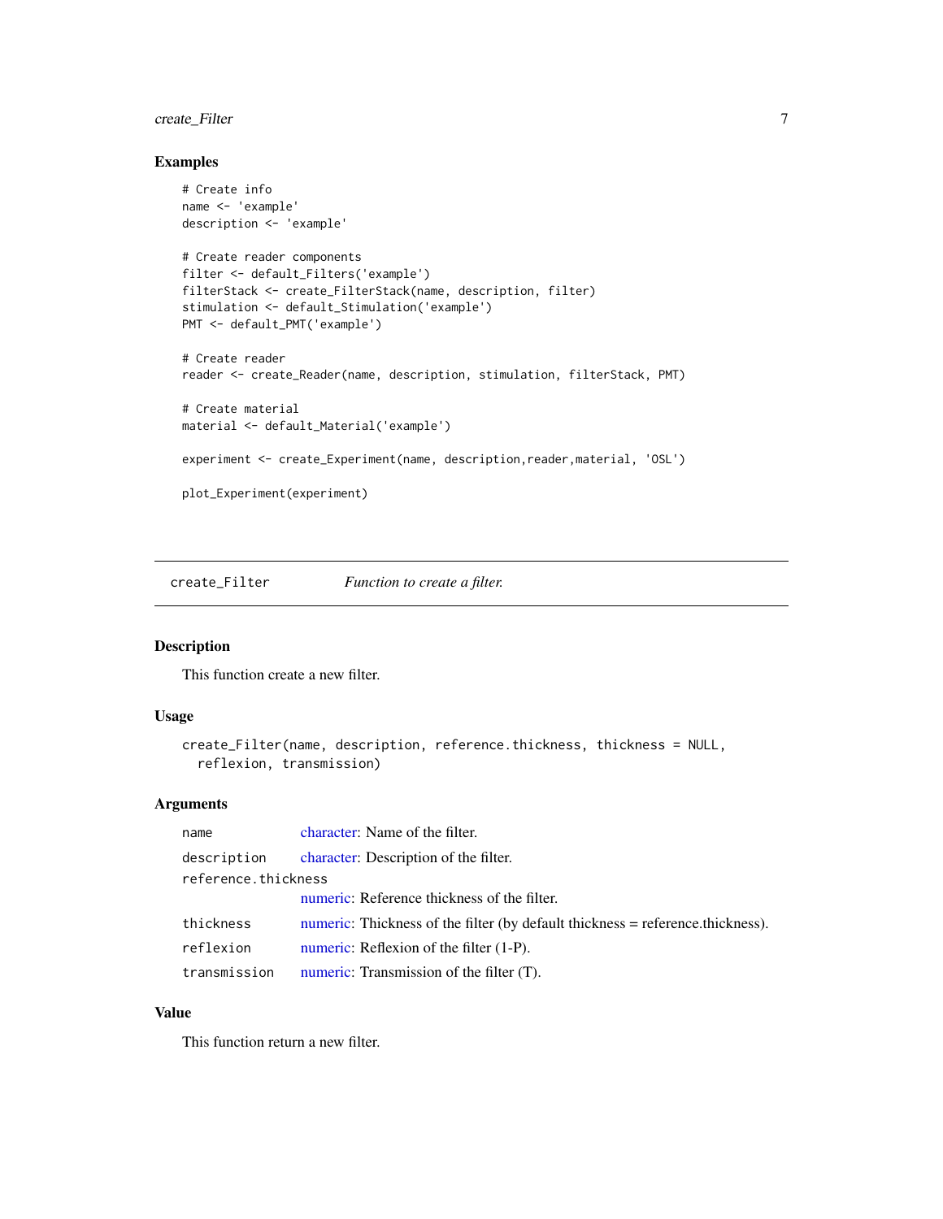## Examples

```
# Create info
name <- 'example'
description <- 'example'

# Create reader components
filter <- default_Filters('example')
filterStack <- create_FilterStack(name, description, filter)
stimulation <- default_Stimulation('example')
PMT <- default_PMT('example')

# Create reader
reader <- create_Reader(name, description, stimulation, filterStack, PMT)

# Create material
material <- default_Material('example')

experiment <- create_Experiment(name, description,reader,material, 'OSL')

plot_Experiment(experiment)
```

---

# create_Filter — *Function to create a filter.*

## Description

This function create a new filter.

## Usage

```
create_Filter(name, description, reference.thickness, thickness = NULL,
  reflexion, transmission)
```

## Arguments

| | |
|---|---|
| `name` | character: Name of the filter. |
| `description` | character: Description of the filter. |
| `reference.thickness` | numeric: Reference thickness of the filter. |
| `thickness` | numeric: Thickness of the filter (by default thickness = reference.thickness). |
| `reflexion` | numeric: Reflexion of the filter (1-P). |
| `transmission` | numeric: Transmission of the filter (T). |

## Value

This function return a new filter.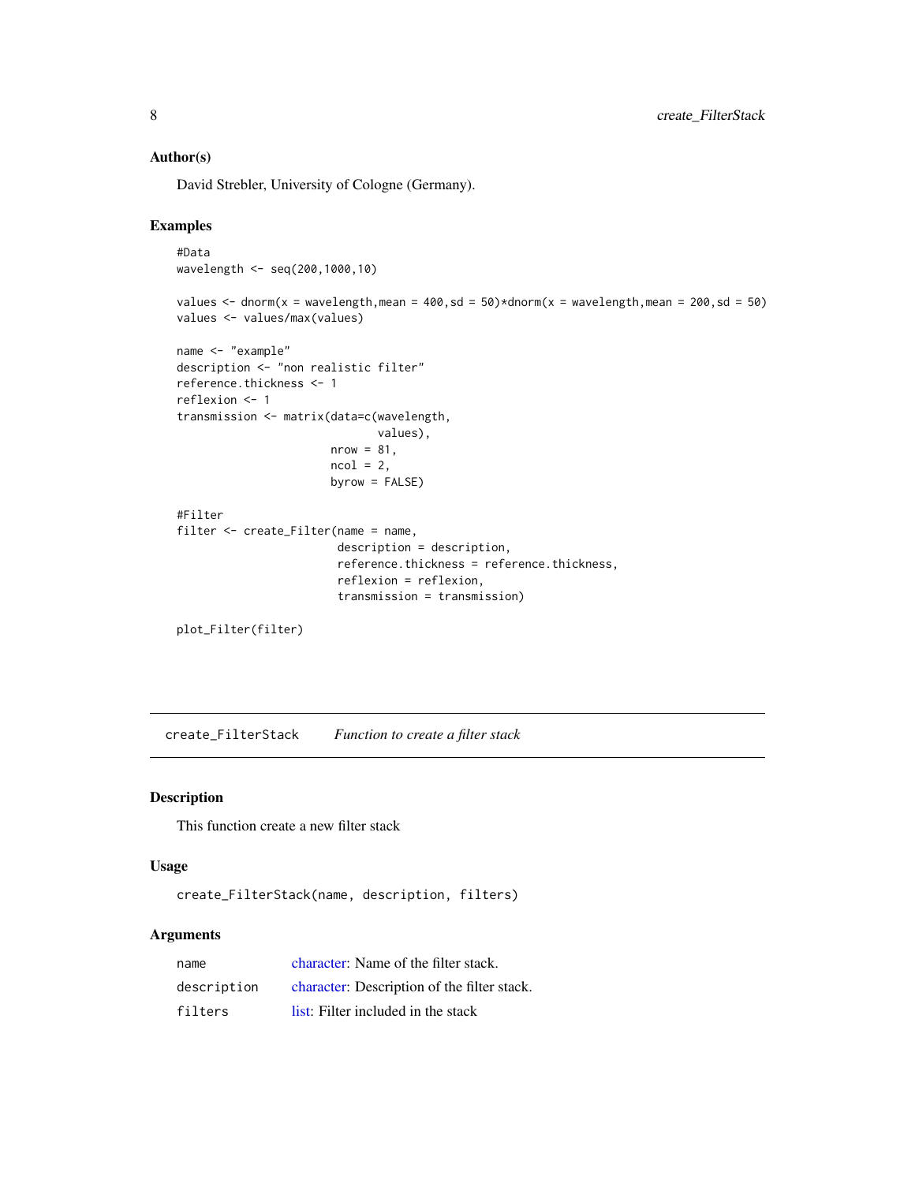## Author(s)

David Strebler, University of Cologne (Germany).

## Examples

```
#Data
wavelength <- seq(200,1000,10)

values <- dnorm(x = wavelength,mean = 400,sd = 50)*dnorm(x = wavelength,mean = 200,sd = 50)
values <- values/max(values)

name <- "example"
description <- "non realistic filter"
reference.thickness <- 1
reflexion <- 1
transmission <- matrix(data=c(wavelength,
                              values),
                       nrow = 81,
                       ncol = 2,
                       byrow = FALSE)

#Filter
filter <- create_Filter(name = name,
                        description = description,
                        reference.thickness = reference.thickness,
                        reflexion = reflexion,
                        transmission = transmission)

plot_Filter(filter)
```

---

`create_FilterStack` *Function to create a filter stack*

---

## Description

This function create a new filter stack

## Usage

```
create_FilterStack(name, description, filters)
```

## Arguments

| | |
|---|---|
| `name` | character: Name of the filter stack. |
| `description` | character: Description of the filter stack. |
| `filters` | list: Filter included in the stack |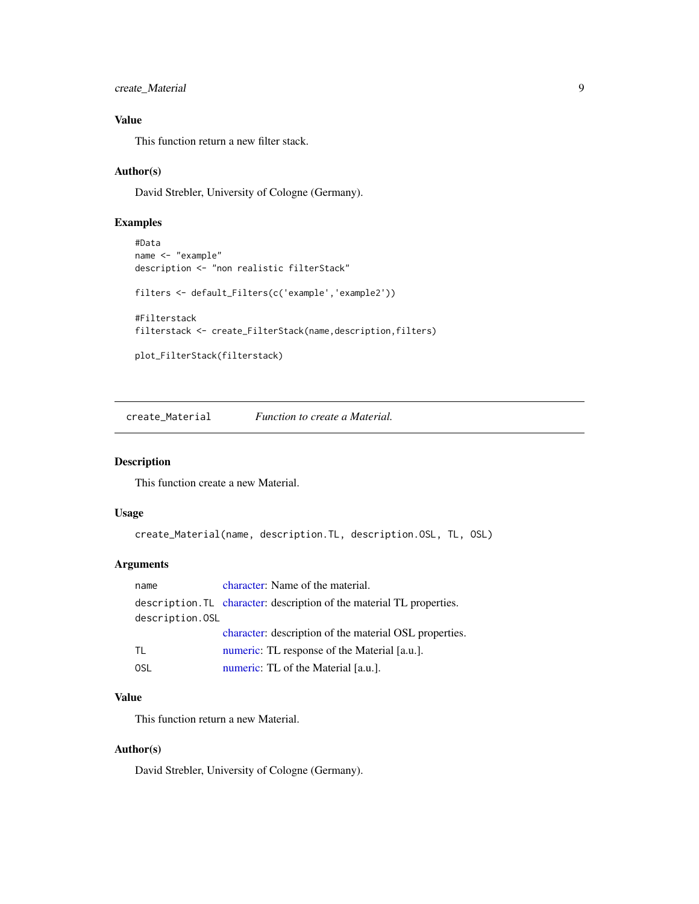### Value

This function return a new filter stack.

### Author(s)

David Strebler, University of Cologne (Germany).

### Examples

```
#Data
name <- "example"
description <- "non realistic filterStack"

filters <- default_Filters(c('example','example2'))

#Filterstack
filterstack <- create_FilterStack(name,description,filters)

plot_FilterStack(filterstack)
```

---

## create_Material — *Function to create a Material.*

### Description

This function create a new Material.

### Usage

```
create_Material(name, description.TL, description.OSL, TL, OSL)
```

### Arguments

| | |
|---|---|
| `name` | character: Name of the material. |
| `description.TL` | character: description of the material TL properties. |
| `description.OSL` | character: description of the material OSL properties. |
| `TL` | numeric: TL response of the Material [a.u.]. |
| `OSL` | numeric: TL of the Material [a.u.]. |

### Value

This function return a new Material.

### Author(s)

David Strebler, University of Cologne (Germany).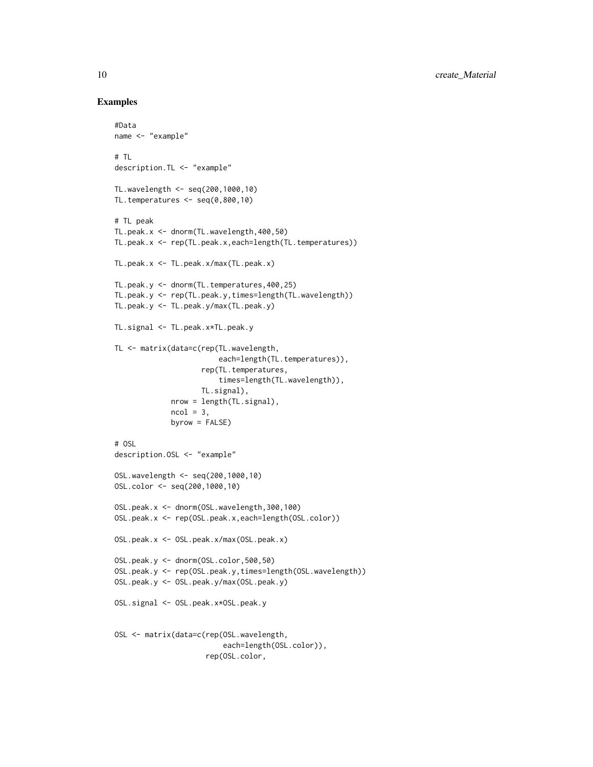## Examples

```
#Data
name <- "example"

# TL
description.TL <- "example"

TL.wavelength <- seq(200,1000,10)
TL.temperatures <- seq(0,800,10)

# TL peak
TL.peak.x <- dnorm(TL.wavelength,400,50)
TL.peak.x <- rep(TL.peak.x,each=length(TL.temperatures))

TL.peak.x <- TL.peak.x/max(TL.peak.x)

TL.peak.y <- dnorm(TL.temperatures,400,25)
TL.peak.y <- rep(TL.peak.y,times=length(TL.wavelength))
TL.peak.y <- TL.peak.y/max(TL.peak.y)

TL.signal <- TL.peak.x*TL.peak.y

TL <- matrix(data=c(rep(TL.wavelength,
                        each=length(TL.temperatures)),
                    rep(TL.temperatures,
                        times=length(TL.wavelength)),
                    TL.signal),
             nrow = length(TL.signal),
             ncol = 3,
             byrow = FALSE)

# OSL
description.OSL <- "example"

OSL.wavelength <- seq(200,1000,10)
OSL.color <- seq(200,1000,10)

OSL.peak.x <- dnorm(OSL.wavelength,300,100)
OSL.peak.x <- rep(OSL.peak.x,each=length(OSL.color))

OSL.peak.x <- OSL.peak.x/max(OSL.peak.x)

OSL.peak.y <- dnorm(OSL.color,500,50)
OSL.peak.y <- rep(OSL.peak.y,times=length(OSL.wavelength))
OSL.peak.y <- OSL.peak.y/max(OSL.peak.y)

OSL.signal <- OSL.peak.x*OSL.peak.y


OSL <- matrix(data=c(rep(OSL.wavelength,
                         each=length(OSL.color)),
                     rep(OSL.color,
```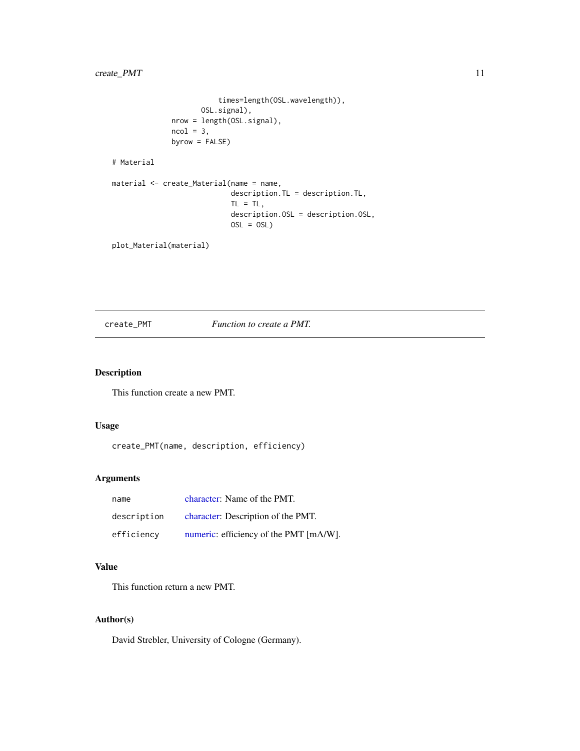```
                          times=length(OSL.wavelength)),
                      OSL.signal),
               nrow = length(OSL.signal),
               ncol = 3,
               byrow = FALSE)

# Material

material <- create_Material(name = name,
                            description.TL = description.TL,
                            TL = TL,
                            description.OSL = description.OSL,
                            OSL = OSL)

plot_Material(material)
```

---

`create_PMT` *Function to create a PMT.*

---

## Description

This function create a new PMT.

## Usage

```
create_PMT(name, description, efficiency)
```

## Arguments

| | |
|---|---|
| `name` | character: Name of the PMT. |
| `description` | character: Description of the PMT. |
| `efficiency` | numeric: efficiency of the PMT [mA/W]. |

## Value

This function return a new PMT.

## Author(s)

David Strebler, University of Cologne (Germany).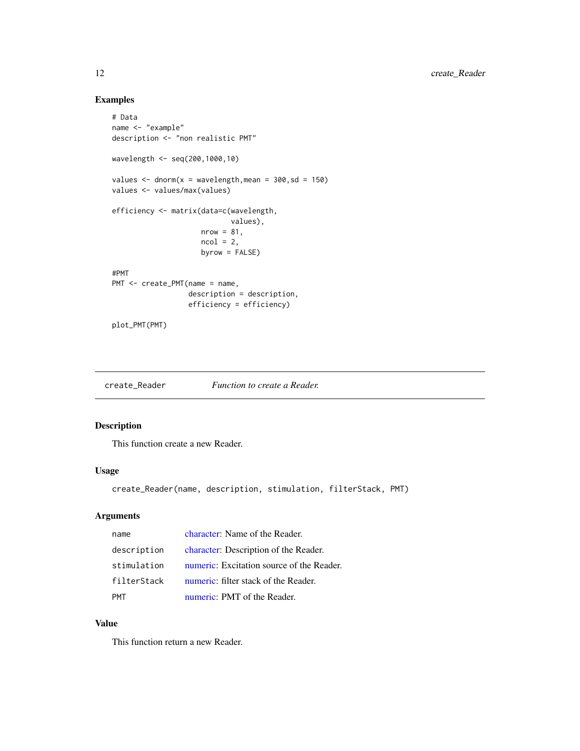## Examples

```
# Data
name <- "example"
description <- "non realistic PMT"

wavelength <- seq(200,1000,10)

values <- dnorm(x = wavelength,mean = 300,sd = 150)
values <- values/max(values)

efficiency <- matrix(data=c(wavelength,
                            values),
                     nrow = 81,
                     ncol = 2,
                     byrow = FALSE)

#PMT
PMT <- create_PMT(name = name,
                  description = description,
                  efficiency = efficiency)

plot_PMT(PMT)
```

---

`create_Reader` *Function to create a Reader.*

---

## Description

This function create a new Reader.

## Usage

```
create_Reader(name, description, stimulation, filterStack, PMT)
```

## Arguments

| | |
|---|---|
| `name` | character: Name of the Reader. |
| `description` | character: Description of the Reader. |
| `stimulation` | numeric: Excitation source of the Reader. |
| `filterStack` | numeric: filter stack of the Reader. |
| `PMT` | numeric: PMT of the Reader. |

## Value

This function return a new Reader.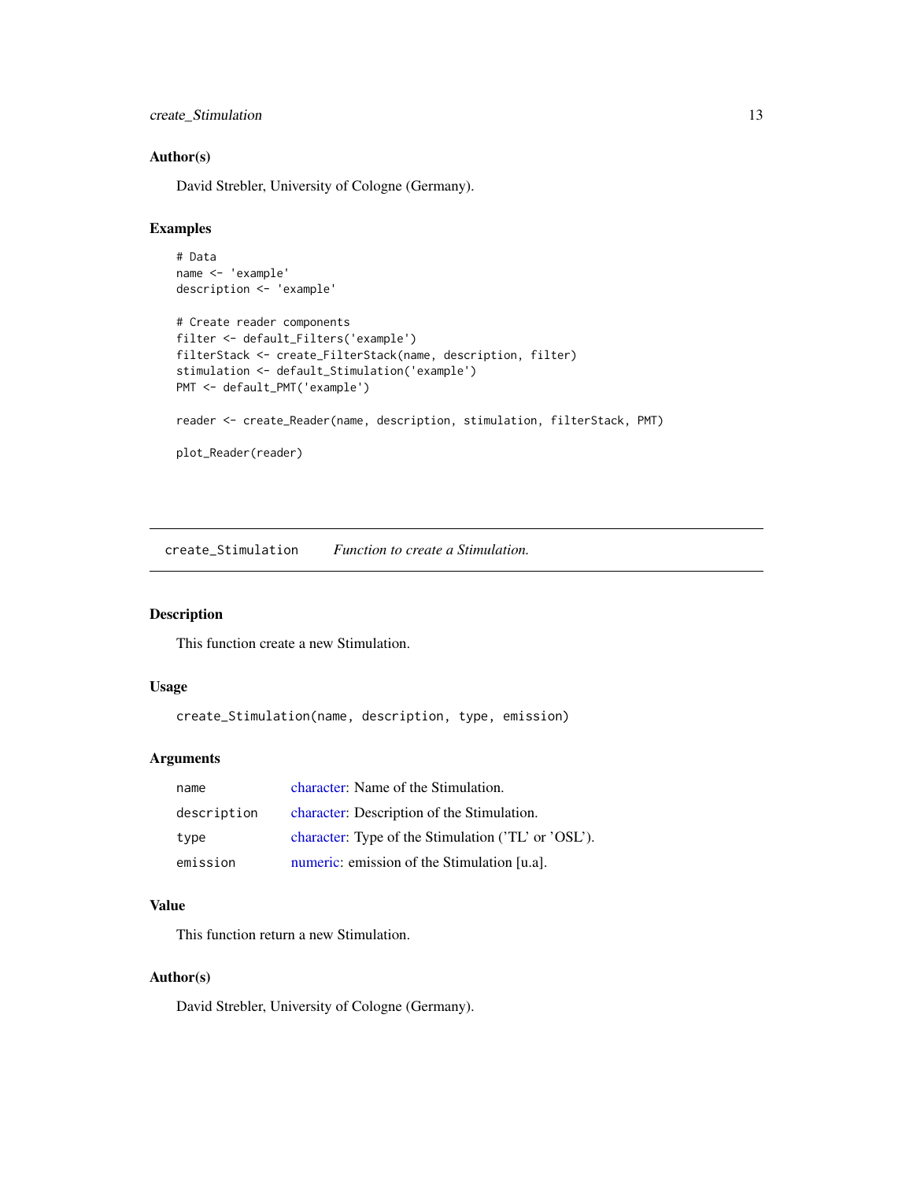### Author(s)

David Strebler, University of Cologne (Germany).

### Examples

```
# Data
name <- 'example'
description <- 'example'

# Create reader components
filter <- default_Filters('example')
filterStack <- create_FilterStack(name, description, filter)
stimulation <- default_Stimulation('example')
PMT <- default_PMT('example')

reader <- create_Reader(name, description, stimulation, filterStack, PMT)

plot_Reader(reader)
```

---

## create_Stimulation    *Function to create a Stimulation.*

---

### Description

This function create a new Stimulation.

### Usage

```
create_Stimulation(name, description, type, emission)
```

### Arguments

| | |
|---|---|
| name | character: Name of the Stimulation. |
| description | character: Description of the Stimulation. |
| type | character: Type of the Stimulation ('TL' or 'OSL'). |
| emission | numeric: emission of the Stimulation [u.a]. |

### Value

This function return a new Stimulation.

### Author(s)

David Strebler, University of Cologne (Germany).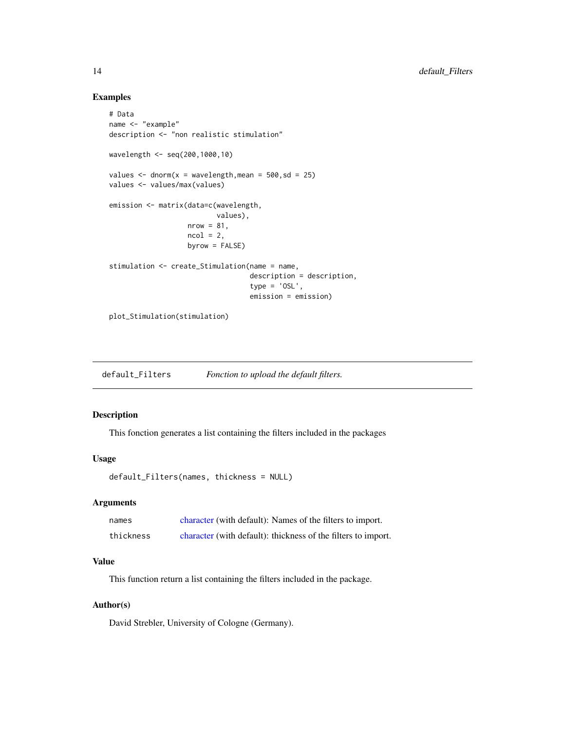## Examples

```
# Data
name <- "example"
description <- "non realistic stimulation"

wavelength <- seq(200,1000,10)

values <- dnorm(x = wavelength,mean = 500,sd = 25)
values <- values/max(values)

emission <- matrix(data=c(wavelength,
                          values),
                   nrow = 81,
                   ncol = 2,
                   byrow = FALSE)

stimulation <- create_Stimulation(name = name,
                                  description = description,
                                  type = 'OSL',
                                  emission = emission)

plot_Stimulation(stimulation)
```

---

# default_Filters — *Fonction to upload the default filters.*

## Description

This fonction generates a list containing the filters included in the packages

## Usage

```
default_Filters(names, thickness = NULL)
```

## Arguments

| | |
|---|---|
| names | character (with default): Names of the filters to import. |
| thickness | character (with default): thickness of the filters to import. |

## Value

This function return a list containing the filters included in the package.

## Author(s)

David Strebler, University of Cologne (Germany).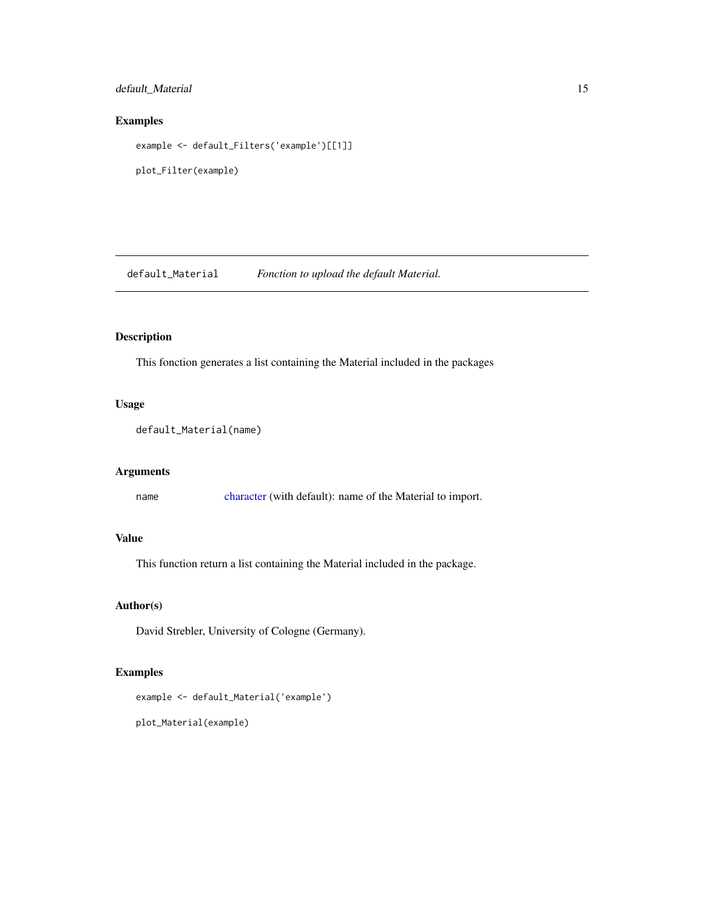## Examples

```
example <- default_Filters('example')[[1]]

plot_Filter(example)
```

---

## default_Material    *Fonction to upload the default Material.*

---

### Description

This fonction generates a list containing the Material included in the packages

### Usage

```
default_Material(name)
```

### Arguments

| | |
|---|---|
| `name` | character (with default): name of the Material to import. |

### Value

This function return a list containing the Material included in the package.

### Author(s)

David Strebler, University of Cologne (Germany).

### Examples

```
example <- default_Material('example')

plot_Material(example)
```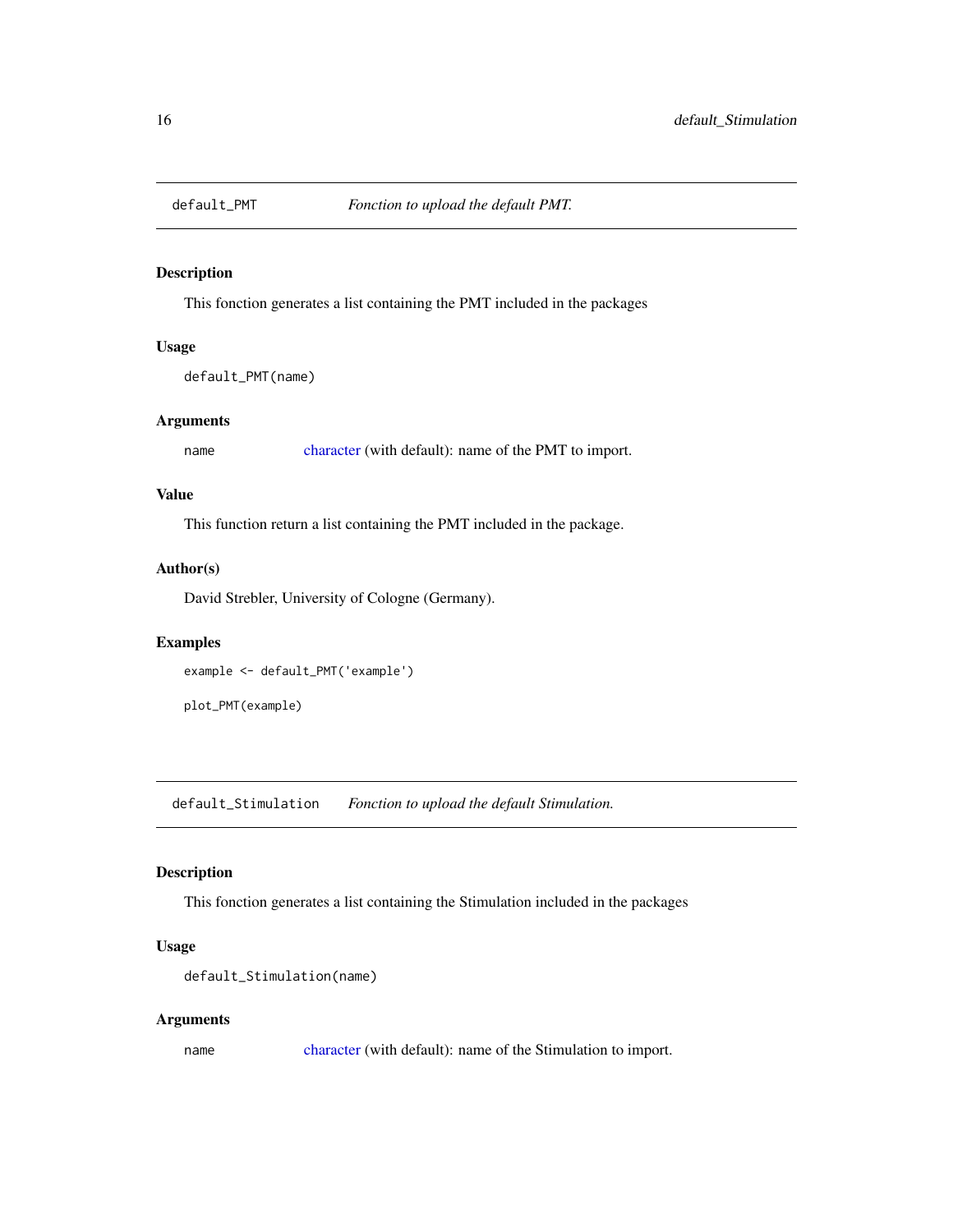## default_PMT — *Fonction to upload the default PMT.*

### Description

This fonction generates a list containing the PMT included in the packages

### Usage

```
default_PMT(name)
```

### Arguments

| | |
|---|---|
| name | character (with default): name of the PMT to import. |

### Value

This function return a list containing the PMT included in the package.

### Author(s)

David Strebler, University of Cologne (Germany).

### Examples

```
example <- default_PMT('example')

plot_PMT(example)
```

## default_Stimulation — *Fonction to upload the default Stimulation.*

### Description

This fonction generates a list containing the Stimulation included in the packages

### Usage

```
default_Stimulation(name)
```

### Arguments

| | |
|---|---|
| name | character (with default): name of the Stimulation to import. |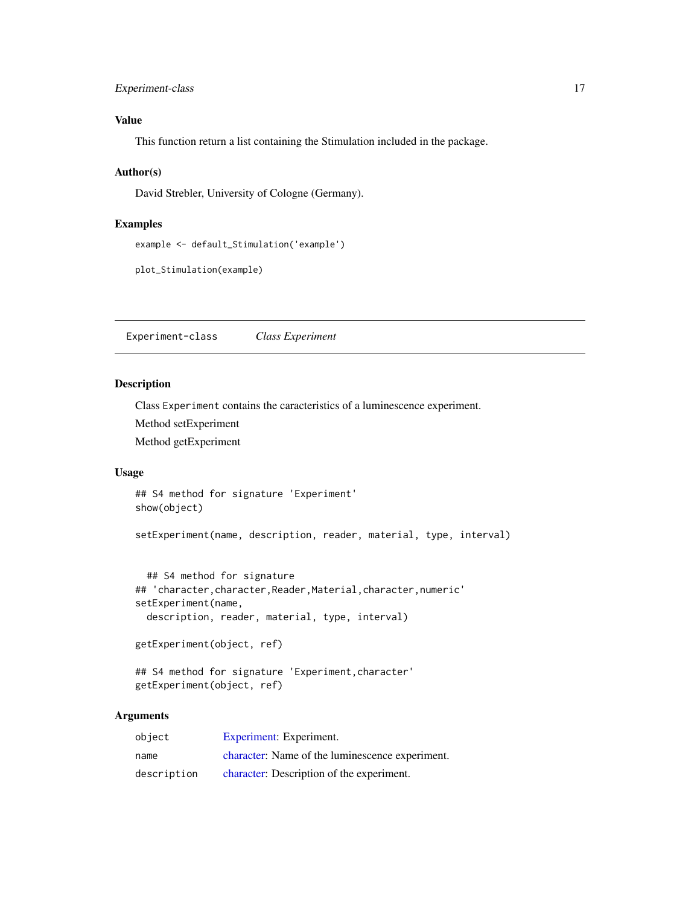### Value

This function return a list containing the Stimulation included in the package.

### Author(s)

David Strebler, University of Cologne (Germany).

### Examples

```
example <- default_Stimulation('example')

plot_Stimulation(example)
```

---

## Experiment-class *Class Experiment*

---

### Description

Class `Experiment` contains the caracteristics of a luminescence experiment.

Method setExperiment

Method getExperiment

### Usage

```
## S4 method for signature 'Experiment'
show(object)

setExperiment(name, description, reader, material, type, interval)


  ## S4 method for signature
## 'character,character,Reader,Material,character,numeric'
setExperiment(name,
  description, reader, material, type, interval)

getExperiment(object, ref)

## S4 method for signature 'Experiment,character'
getExperiment(object, ref)
```

### Arguments

| | |
|---|---|
| `object` | Experiment: Experiment. |
| `name` | character: Name of the luminescence experiment. |
| `description` | character: Description of the experiment. |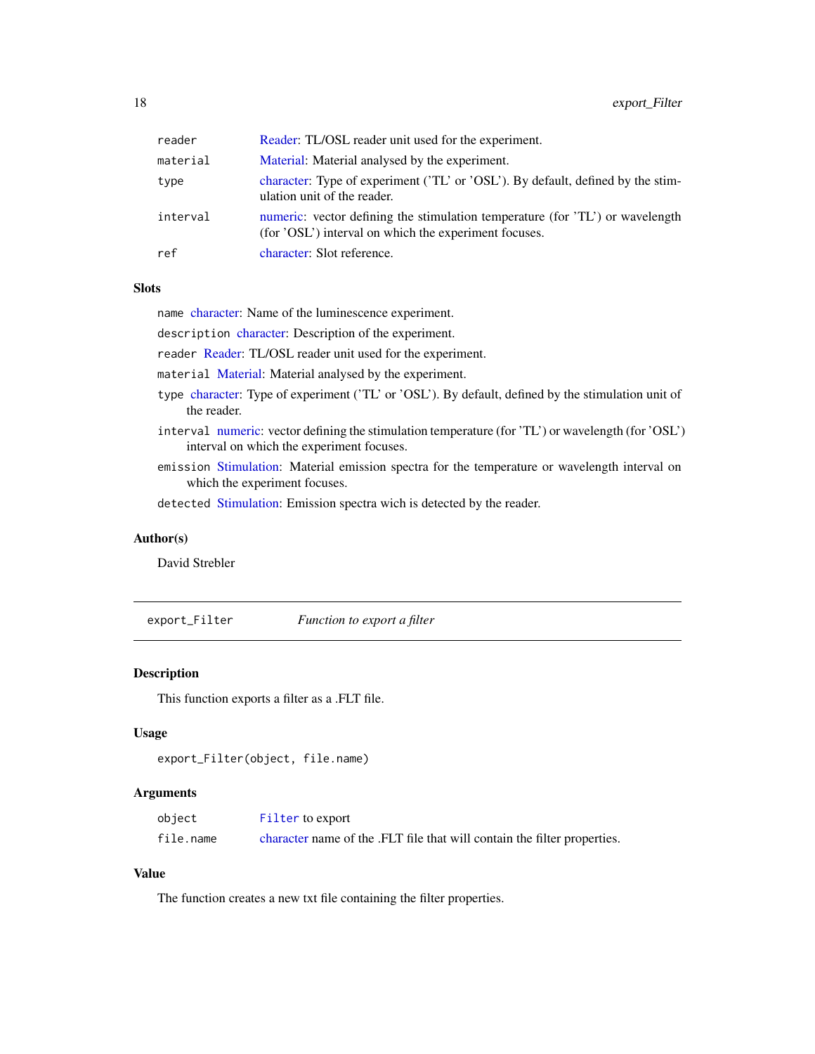| | |
|---|---|
| reader | Reader: TL/OSL reader unit used for the experiment. |
| material | Material: Material analysed by the experiment. |
| type | character: Type of experiment ('TL' or 'OSL'). By default, defined by the stimulation unit of the reader. |
| interval | numeric: vector defining the stimulation temperature (for 'TL') or wavelength (for 'OSL') interval on which the experiment focuses. |
| ref | character: Slot reference. |

### Slots

`name` character: Name of the luminescence experiment.

`description` character: Description of the experiment.

`reader` Reader: TL/OSL reader unit used for the experiment.

`material` Material: Material analysed by the experiment.

`type` character: Type of experiment ('TL' or 'OSL'). By default, defined by the stimulation unit of the reader.

`interval` numeric: vector defining the stimulation temperature (for 'TL') or wavelength (for 'OSL') interval on which the experiment focuses.

`emission` Stimulation: Material emission spectra for the temperature or wavelength interval on which the experiment focuses.

`detected` Stimulation: Emission spectra wich is detected by the reader.

### Author(s)

David Strebler

---

## export_Filter *Function to export a filter*

### Description

This function exports a filter as a .FLT file.

### Usage

```
export_Filter(object, file.name)
```

### Arguments

| | |
|---|---|
| object | `Filter` to export |
| file.name | character name of the .FLT file that will contain the filter properties. |

### Value

The function creates a new txt file containing the filter properties.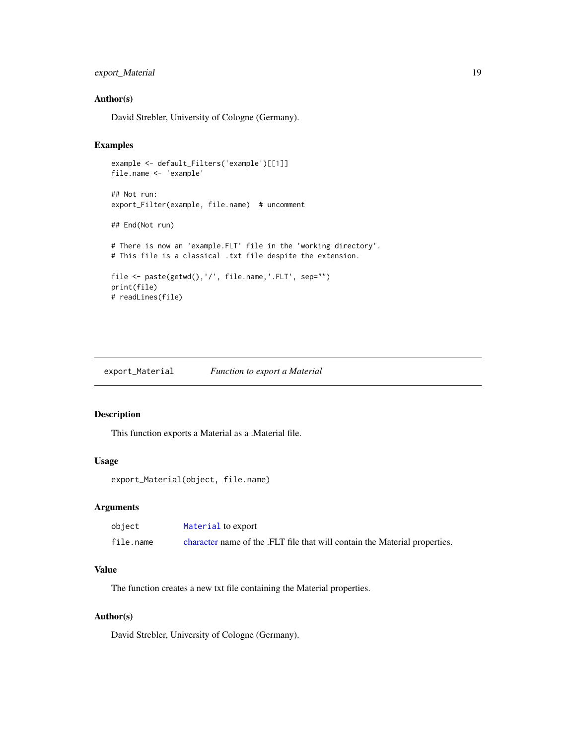### Author(s)

David Strebler, University of Cologne (Germany).

### Examples

```
example <- default_Filters('example')[[1]]
file.name <- 'example'

## Not run:
export_Filter(example, file.name)  # uncomment

## End(Not run)

# There is now an 'example.FLT' file in the 'working directory'.
# This file is a classical .txt file despite the extension.

file <- paste(getwd(),'/', file.name,'.FLT', sep="")
print(file)
# readLines(file)
```

---

## export_Material — *Function to export a Material*

### Description

This function exports a Material as a .Material file.

### Usage

```
export_Material(object, file.name)
```

### Arguments

| | |
|---|---|
| object | Material to export |
| file.name | character name of the .FLT file that will contain the Material properties. |

### Value

The function creates a new txt file containing the Material properties.

### Author(s)

David Strebler, University of Cologne (Germany).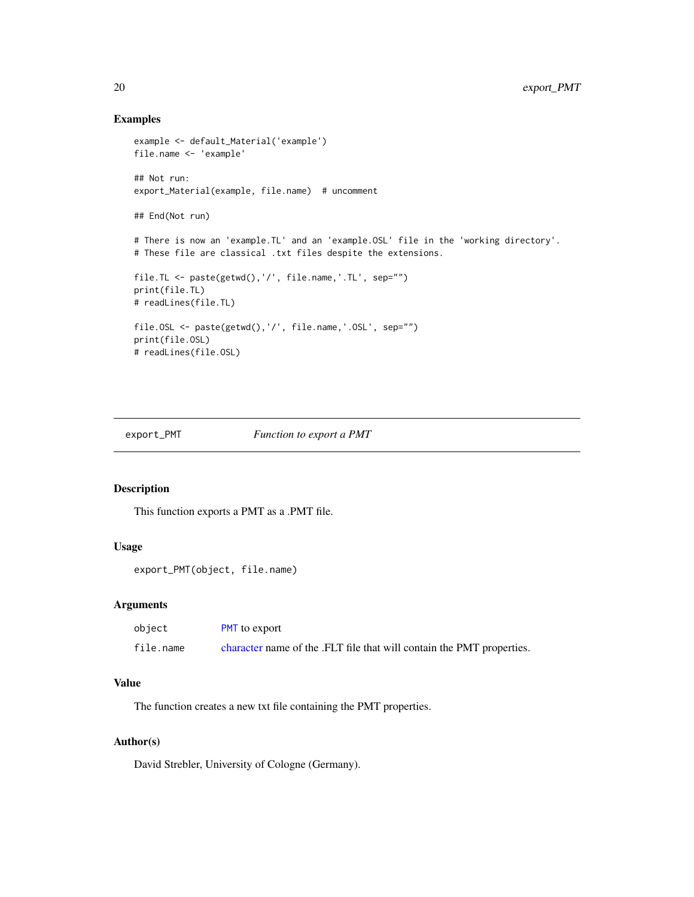## Examples

```
example <- default_Material('example')
file.name <- 'example'

## Not run:
export_Material(example, file.name)  # uncomment

## End(Not run)

# There is now an 'example.TL' and an 'example.OSL' file in the 'working directory'.
# These file are classical .txt files despite the extensions.

file.TL <- paste(getwd(),'/', file.name,'.TL', sep="")
print(file.TL)
# readLines(file.TL)

file.OSL <- paste(getwd(),'/', file.name,'.OSL', sep="")
print(file.OSL)
# readLines(file.OSL)
```

---

`export_PMT` *Function to export a PMT*

---

## Description

This function exports a PMT as a .PMT file.

## Usage

```
export_PMT(object, file.name)
```

## Arguments

| | |
|---|---|
| object | PMT to export |
| file.name | character name of the .FLT file that will contain the PMT properties. |

## Value

The function creates a new txt file containing the PMT properties.

## Author(s)

David Strebler, University of Cologne (Germany).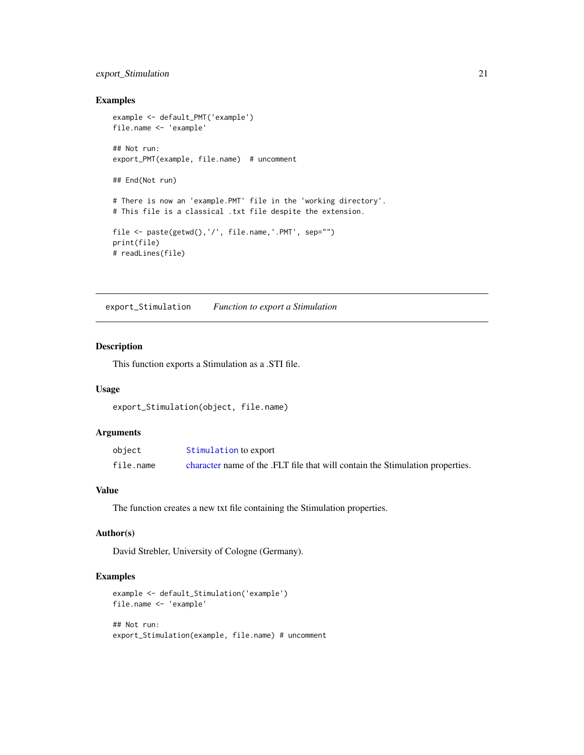### Examples

```
example <- default_PMT('example')
file.name <- 'example'

## Not run:
export_PMT(example, file.name)  # uncomment

## End(Not run)

# There is now an 'example.PMT' file in the 'working directory'.
# This file is a classical .txt file despite the extension.

file <- paste(getwd(),'/', file.name,'.PMT', sep="")
print(file)
# readLines(file)
```

---

## export_Stimulation    *Function to export a Stimulation*

### Description

This function exports a Stimulation as a .STI file.

### Usage

```
export_Stimulation(object, file.name)
```

### Arguments

| | |
|---|---|
| object | Stimulation to export |
| file.name | character name of the .FLT file that will contain the Stimulation properties. |

### Value

The function creates a new txt file containing the Stimulation properties.

### Author(s)

David Strebler, University of Cologne (Germany).

### Examples

```
example <- default_Stimulation('example')
file.name <- 'example'

## Not run:
export_Stimulation(example, file.name) # uncomment
```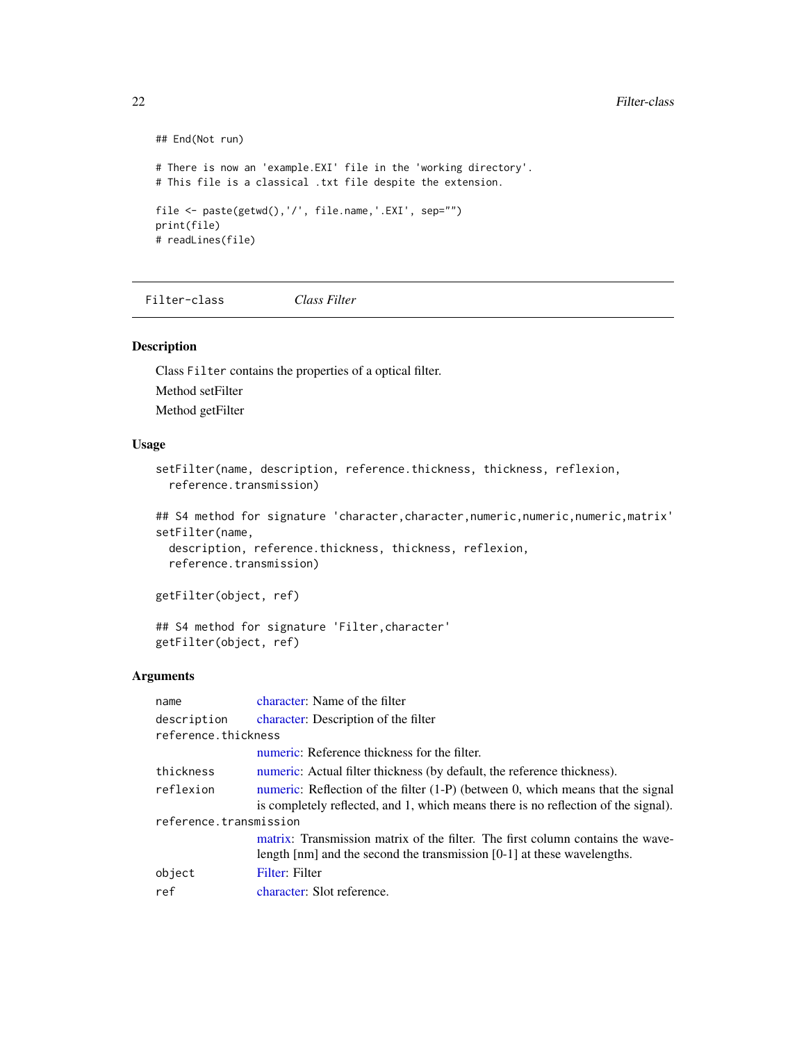```
## End(Not run)

# There is now an 'example.EXI' file in the 'working directory'.
# This file is a classical .txt file despite the extension.

file <- paste(getwd(),'/', file.name,'.EXI', sep="")
print(file)
# readLines(file)
```

## Filter-class &nbsp;&nbsp;&nbsp; *Class Filter*

### Description

Class `Filter` contains the properties of a optical filter.

Method setFilter

Method getFilter

### Usage

```
setFilter(name, description, reference.thickness, thickness, reflexion,
  reference.transmission)

## S4 method for signature 'character,character,numeric,numeric,numeric,matrix'
setFilter(name,
  description, reference.thickness, thickness, reflexion,
  reference.transmission)

getFilter(object, ref)

## S4 method for signature 'Filter,character'
getFilter(object, ref)
```

### Arguments

| | |
|---|---|
| `name` | character: Name of the filter |
| `description` | character: Description of the filter |
| `reference.thickness` | numeric: Reference thickness for the filter. |
| `thickness` | numeric: Actual filter thickness (by default, the reference thickness). |
| `reflexion` | numeric: Reflection of the filter (1-P) (between 0, which means that the signal is completely reflected, and 1, which means there is no reflection of the signal). |
| `reference.transmission` | matrix: Transmission matrix of the filter. The first column contains the wavelength [nm] and the second the transmission [0-1] at these wavelengths. |
| `object` | Filter: Filter |
| `ref` | character: Slot reference. |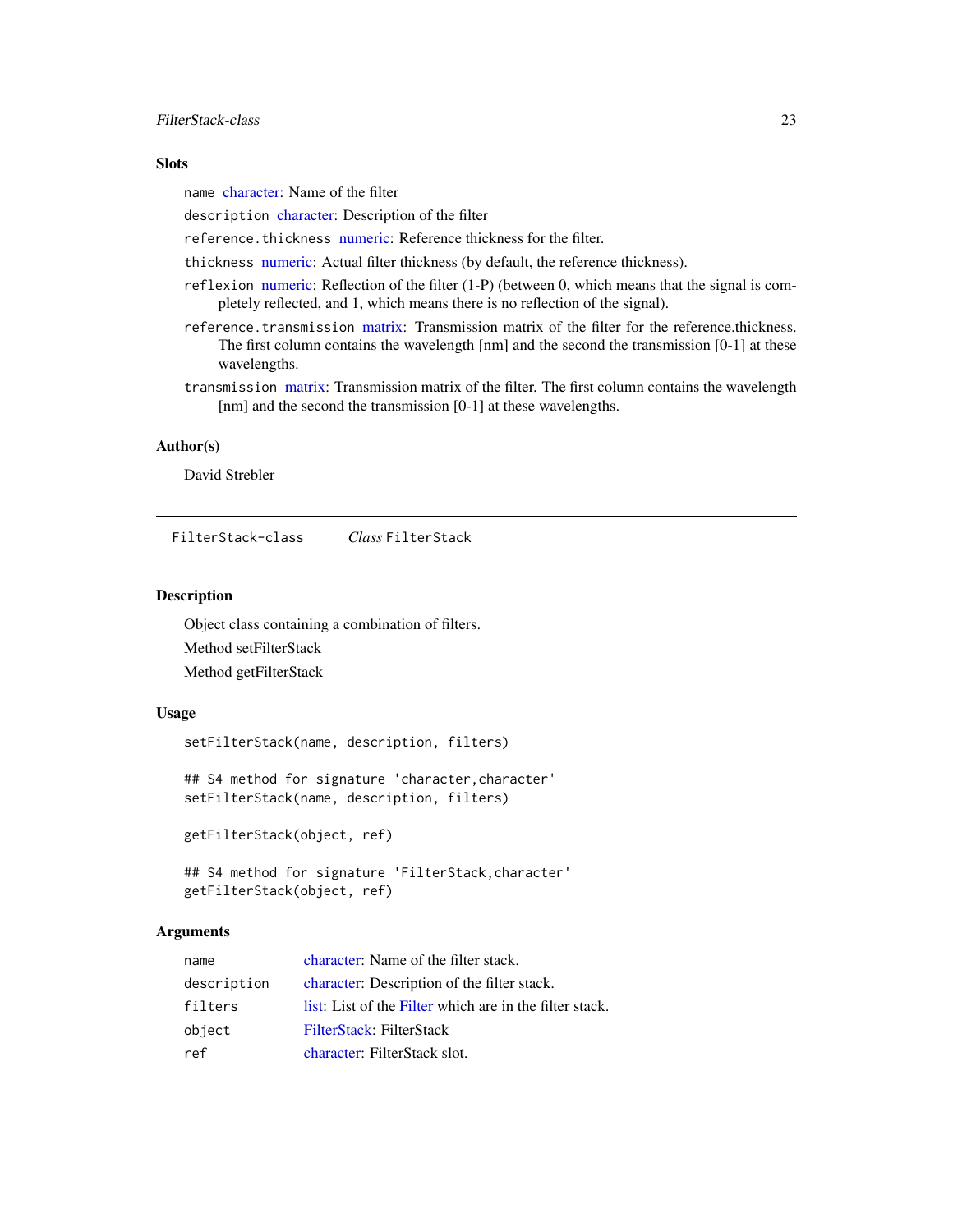### Slots

- `name` character: Name of the filter
- `description` character: Description of the filter
- `reference.thickness` numeric: Reference thickness for the filter.
- `thickness` numeric: Actual filter thickness (by default, the reference thickness).
- `reflexion` numeric: Reflection of the filter (1-P) (between 0, which means that the signal is completely reflected, and 1, which means there is no reflection of the signal).
- `reference.transmission` matrix: Transmission matrix of the filter for the reference.thickness. The first column contains the wavelength [nm] and the second the transmission [0-1] at these wavelengths.
- `transmission` matrix: Transmission matrix of the filter. The first column contains the wavelength [nm] and the second the transmission [0-1] at these wavelengths.

### Author(s)

David Strebler

---

## FilterStack-class *Class* FilterStack

### Description

Object class containing a combination of filters.

Method setFilterStack

Method getFilterStack

### Usage

```
setFilterStack(name, description, filters)

## S4 method for signature 'character,character'
setFilterStack(name, description, filters)

getFilterStack(object, ref)

## S4 method for signature 'FilterStack,character'
getFilterStack(object, ref)
```

### Arguments

| | |
|---|---|
| `name` | character: Name of the filter stack. |
| `description` | character: Description of the filter stack. |
| `filters` | list: List of the Filter which are in the filter stack. |
| `object` | FilterStack: FilterStack |
| `ref` | character: FilterStack slot. |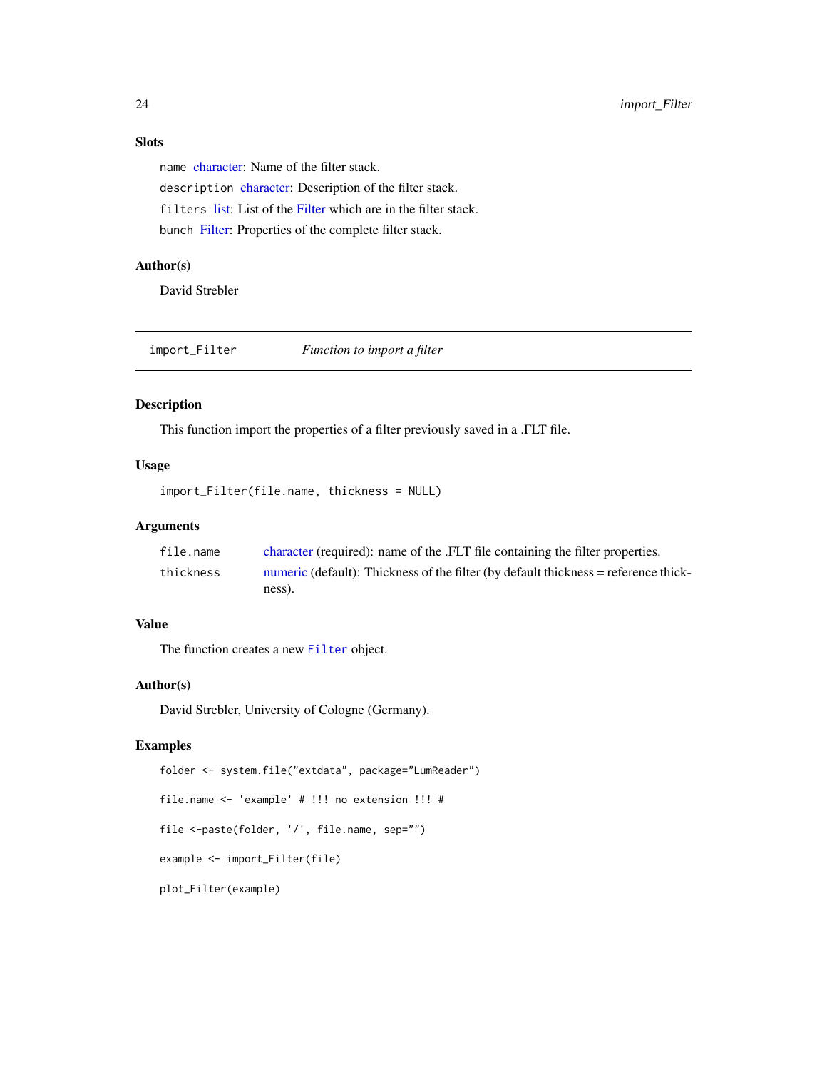### Slots

`name` character: Name of the filter stack.

`description` character: Description of the filter stack.

`filters` list: List of the Filter which are in the filter stack.

`bunch` Filter: Properties of the complete filter stack.

### Author(s)

David Strebler

---

## import_Filter — *Function to import a filter*

---

### Description

This function import the properties of a filter previously saved in a .FLT file.

### Usage

```
import_Filter(file.name, thickness = NULL)
```

### Arguments

| | |
|---|---|
| `file.name` | character (required): name of the .FLT file containing the filter properties. |
| `thickness` | numeric (default): Thickness of the filter (by default thickness = reference thickness). |

### Value

The function creates a new `Filter` object.

### Author(s)

David Strebler, University of Cologne (Germany).

### Examples

```
folder <- system.file("extdata", package="LumReader")

file.name <- 'example' # !!! no extension !!! #

file <-paste(folder, '/', file.name, sep="")

example <- import_Filter(file)

plot_Filter(example)
```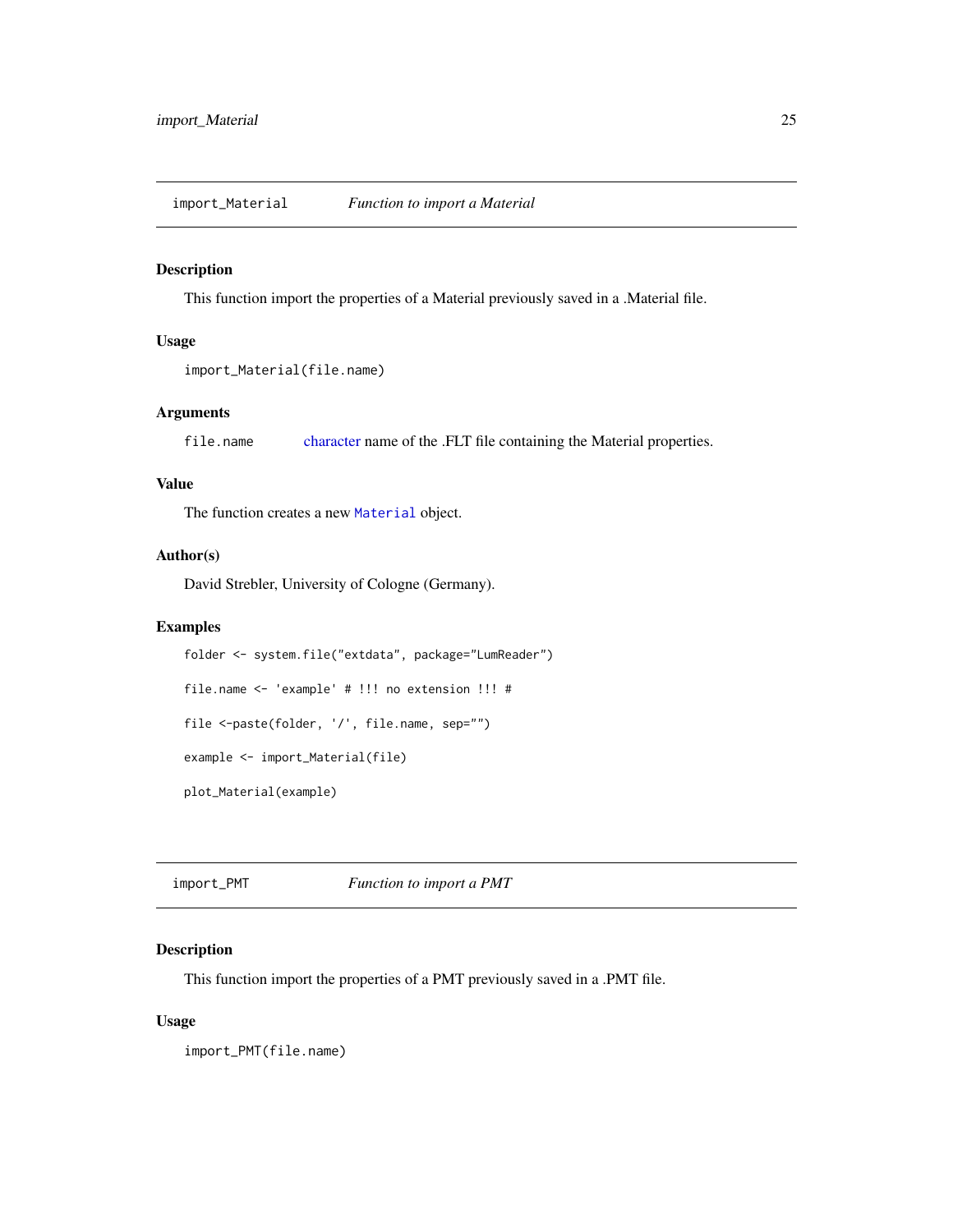## import_Material *Function to import a Material*

### Description

This function import the properties of a Material previously saved in a .Material file.

### Usage

```
import_Material(file.name)
```

### Arguments

`file.name` character name of the .FLT file containing the Material properties.

### Value

The function creates a new `Material` object.

### Author(s)

David Strebler, University of Cologne (Germany).

### Examples

```
folder <- system.file("extdata", package="LumReader")

file.name <- 'example' # !!! no extension !!! #

file <-paste(folder, '/', file.name, sep="")

example <- import_Material(file)

plot_Material(example)
```

## import_PMT *Function to import a PMT*

### Description

This function import the properties of a PMT previously saved in a .PMT file.

### Usage

```
import_PMT(file.name)
```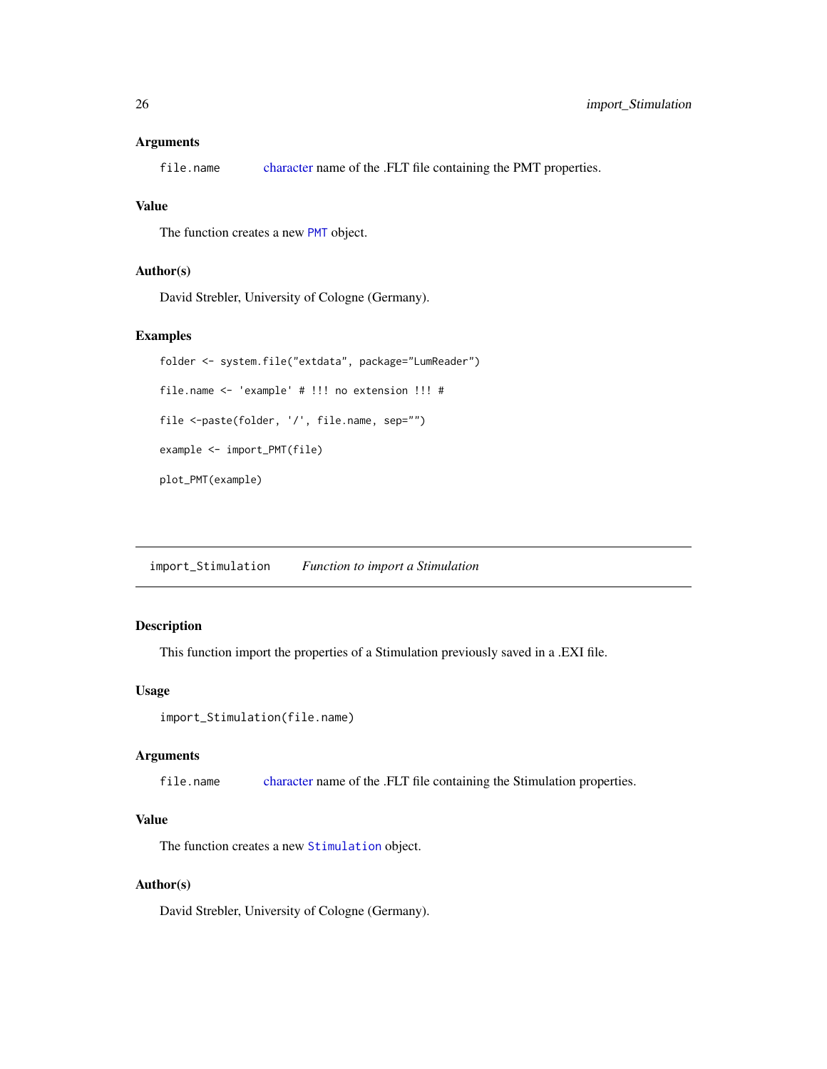### Arguments

`file.name` character name of the .FLT file containing the PMT properties.

### Value

The function creates a new `PMT` object.

### Author(s)

David Strebler, University of Cologne (Germany).

### Examples

```
folder <- system.file("extdata", package="LumReader")

file.name <- 'example' # !!! no extension !!! #

file <-paste(folder, '/', file.name, sep="")

example <- import_PMT(file)

plot_PMT(example)
```

---

## `import_Stimulation` *Function to import a Stimulation*

### Description

This function import the properties of a Stimulation previously saved in a .EXI file.

### Usage

```
import_Stimulation(file.name)
```

### Arguments

`file.name` character name of the .FLT file containing the Stimulation properties.

### Value

The function creates a new `Stimulation` object.

### Author(s)

David Strebler, University of Cologne (Germany).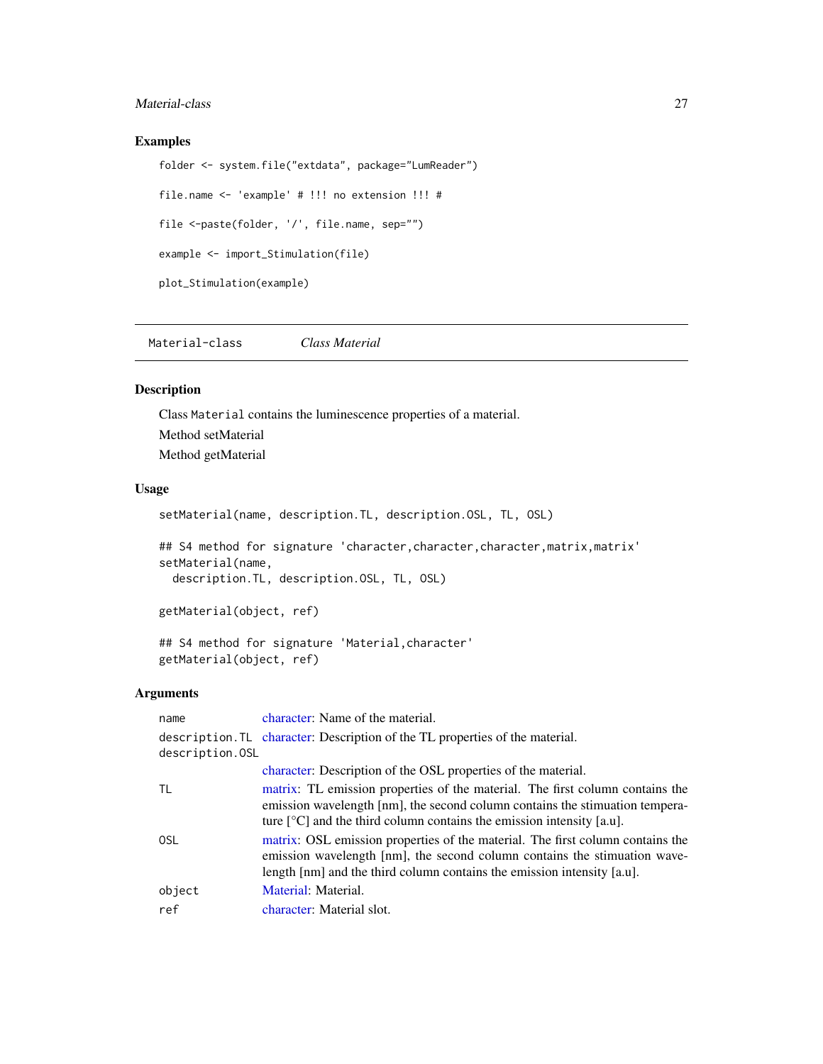## Examples

```
folder <- system.file("extdata", package="LumReader")

file.name <- 'example' # !!! no extension !!! #

file <-paste(folder, '/', file.name, sep="")

example <- import_Stimulation(file)

plot_Stimulation(example)
```

---

`Material-class` *Class Material*

---

## Description

Class `Material` contains the luminescence properties of a material.

Method setMaterial

Method getMaterial

## Usage

```
setMaterial(name, description.TL, description.OSL, TL, OSL)

## S4 method for signature 'character,character,character,matrix,matrix'
setMaterial(name,
  description.TL, description.OSL, TL, OSL)

getMaterial(object, ref)

## S4 method for signature 'Material,character'
getMaterial(object, ref)
```

## Arguments

| | |
|---|---|
| `name` | character: Name of the material. |
| `description.TL` | character: Description of the TL properties of the material. |
| `description.OSL` | character: Description of the OSL properties of the material. |
| `TL` | matrix: TL emission properties of the material. The first column contains the emission wavelength [nm], the second column contains the stimuation temperature [°C] and the third column contains the emission intensity [a.u]. |
| `OSL` | matrix: OSL emission properties of the material. The first column contains the emission wavelength [nm], the second column contains the stimuation wavelength [nm] and the third column contains the emission intensity [a.u]. |
| `object` | Material: Material. |
| `ref` | character: Material slot. |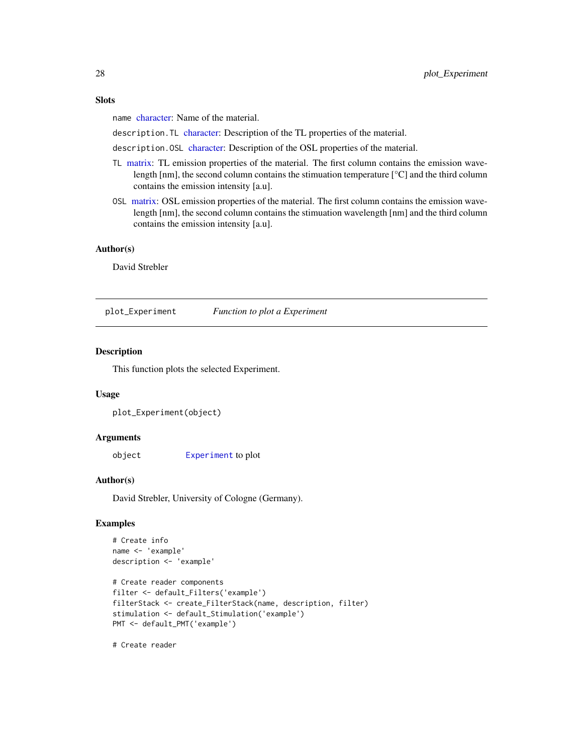### Slots

`name` character: Name of the material.

`description.TL` character: Description of the TL properties of the material.

`description.OSL` character: Description of the OSL properties of the material.

`TL` matrix: TL emission properties of the material. The first column contains the emission wavelength [nm], the second column contains the stimuation temperature [°C] and the third column contains the emission intensity [a.u].

`OSL` matrix: OSL emission properties of the material. The first column contains the emission wavelength [nm], the second column contains the stimuation wavelength [nm] and the third column contains the emission intensity [a.u].

### Author(s)

David Strebler

---

## plot_Experiment — *Function to plot a Experiment*

### Description

This function plots the selected Experiment.

### Usage

```
plot_Experiment(object)
```

### Arguments

| | |
|---|---|
| object | `Experiment` to plot |

### Author(s)

David Strebler, University of Cologne (Germany).

### Examples

```
# Create info
name <- 'example'
description <- 'example'

# Create reader components
filter <- default_Filters('example')
filterStack <- create_FilterStack(name, description, filter)
stimulation <- default_Stimulation('example')
PMT <- default_PMT('example')

# Create reader
```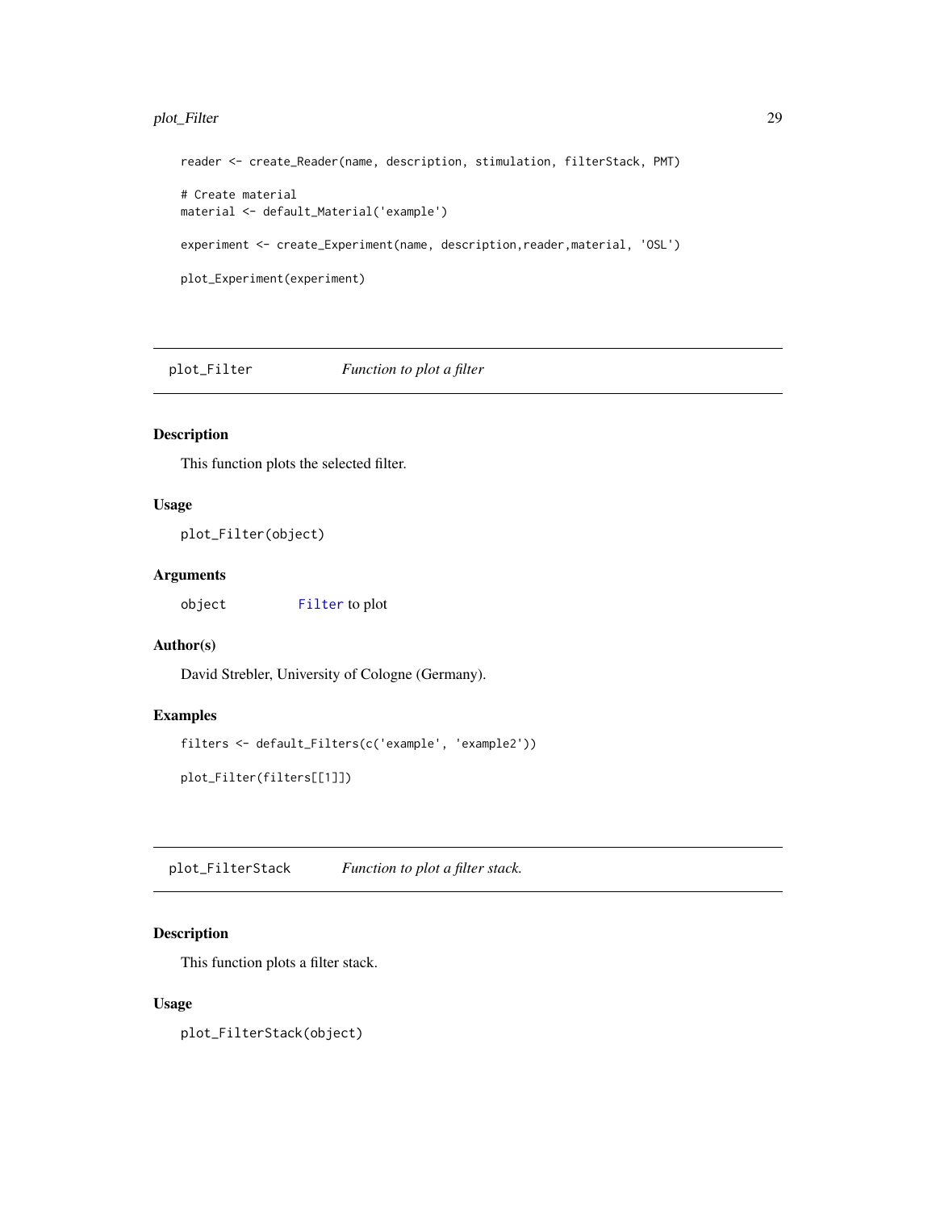```
reader <- create_Reader(name, description, stimulation, filterStack, PMT)

# Create material
material <- default_Material('example')

experiment <- create_Experiment(name, description,reader,material, 'OSL')

plot_Experiment(experiment)
```

## plot_Filter — *Function to plot a filter*

### Description

This function plots the selected filter.

### Usage

```
plot_Filter(object)
```

### Arguments

| | |
|---|---|
| object | Filter to plot |

### Author(s)

David Strebler, University of Cologne (Germany).

### Examples

```
filters <- default_Filters(c('example', 'example2'))

plot_Filter(filters[[1]])
```

## plot_FilterStack — *Function to plot a filter stack.*

### Description

This function plots a filter stack.

### Usage

```
plot_FilterStack(object)
```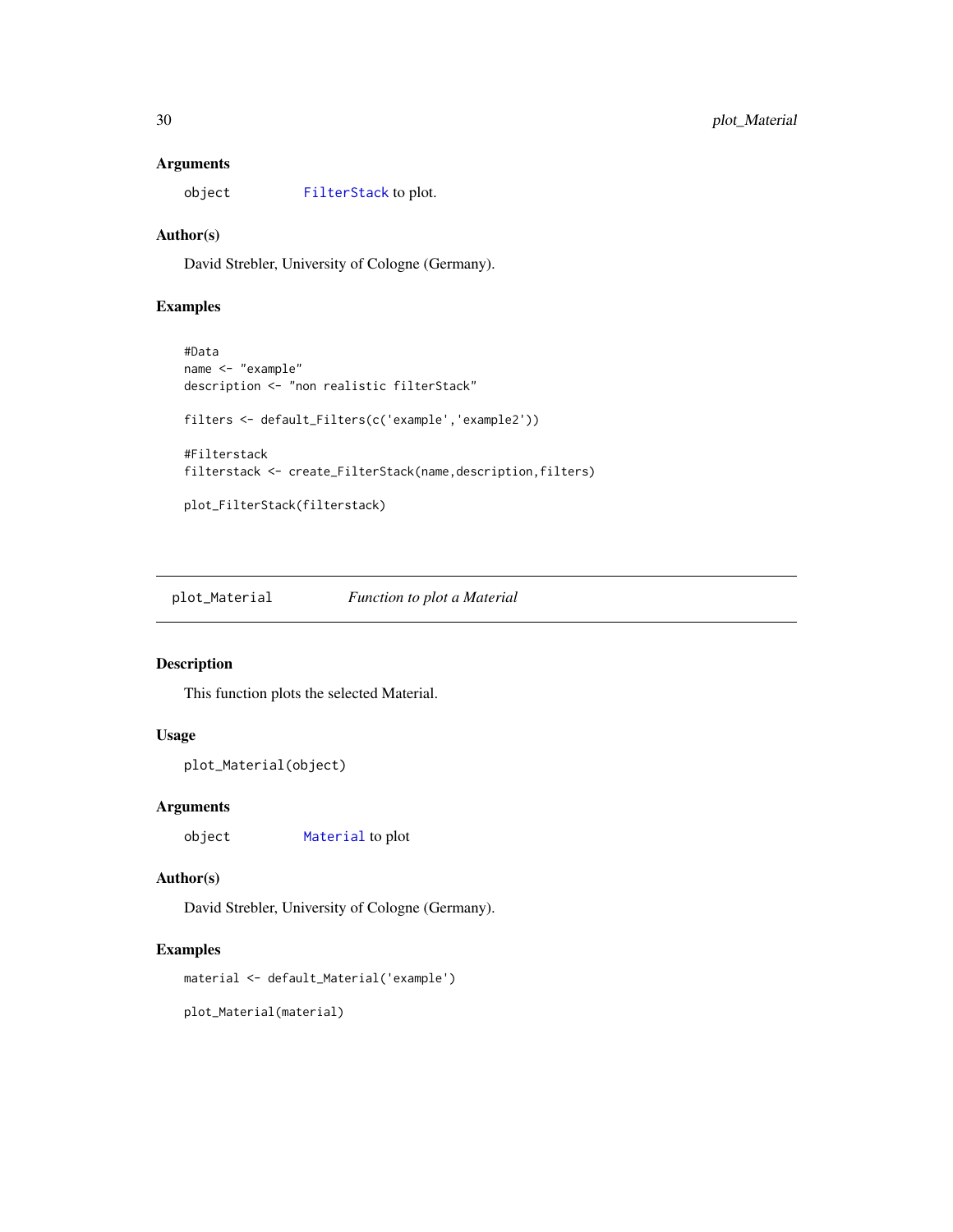### Arguments

object    FilterStack to plot.

### Author(s)

David Strebler, University of Cologne (Germany).

### Examples

```
#Data
name <- "example"
description <- "non realistic filterStack"

filters <- default_Filters(c('example','example2'))

#Filterstack
filterstack <- create_FilterStack(name,description,filters)

plot_FilterStack(filterstack)
```

---

## plot_Material    *Function to plot a Material*

---

### Description

This function plots the selected Material.

### Usage

```
plot_Material(object)
```

### Arguments

object    Material to plot

### Author(s)

David Strebler, University of Cologne (Germany).

### Examples

```
material <- default_Material('example')

plot_Material(material)
```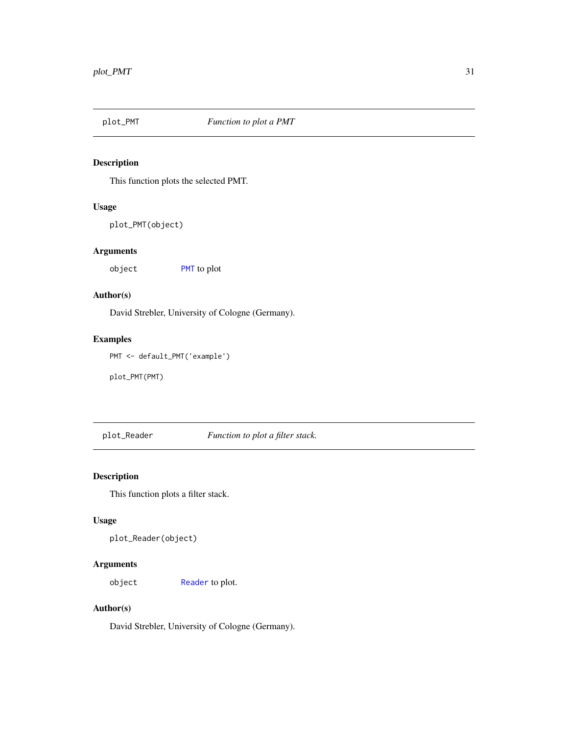## plot_PMT — *Function to plot a PMT*

### Description

This function plots the selected PMT.

### Usage

```
plot_PMT(object)
```

### Arguments

object — PMT to plot

### Author(s)

David Strebler, University of Cologne (Germany).

### Examples

```
PMT <- default_PMT('example')

plot_PMT(PMT)
```

## plot_Reader — *Function to plot a filter stack.*

### Description

This function plots a filter stack.

### Usage

```
plot_Reader(object)
```

### Arguments

object — Reader to plot.

### Author(s)

David Strebler, University of Cologne (Germany).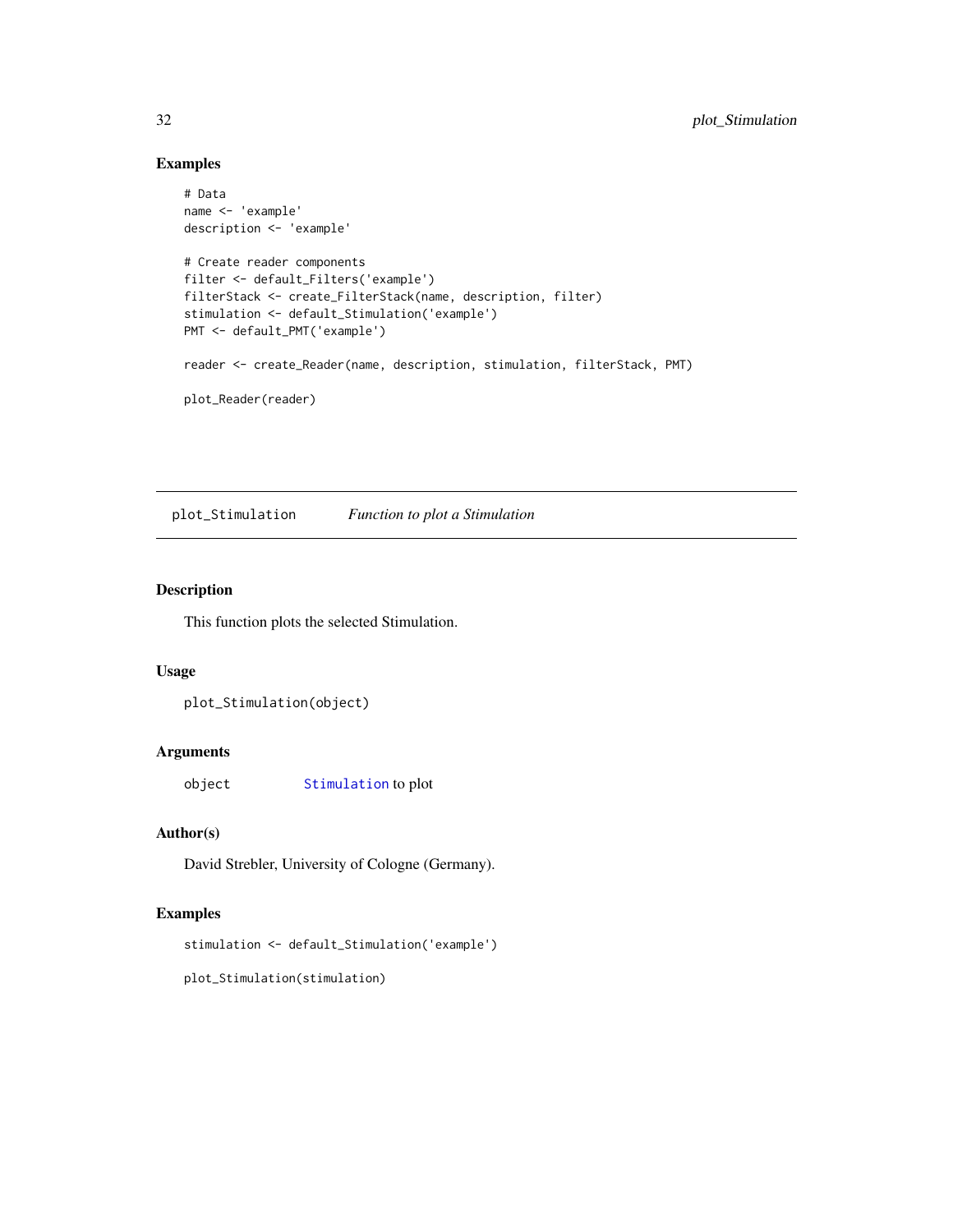### Examples

```
# Data
name <- 'example'
description <- 'example'

# Create reader components
filter <- default_Filters('example')
filterStack <- create_FilterStack(name, description, filter)
stimulation <- default_Stimulation('example')
PMT <- default_PMT('example')

reader <- create_Reader(name, description, stimulation, filterStack, PMT)

plot_Reader(reader)
```

---

## plot_Stimulation *Function to plot a Stimulation*

---

### Description

This function plots the selected Stimulation.

### Usage

```
plot_Stimulation(object)
```

### Arguments

| | |
|---|---|
| object | `Stimulation` to plot |

### Author(s)

David Strebler, University of Cologne (Germany).

### Examples

```
stimulation <- default_Stimulation('example')

plot_Stimulation(stimulation)
```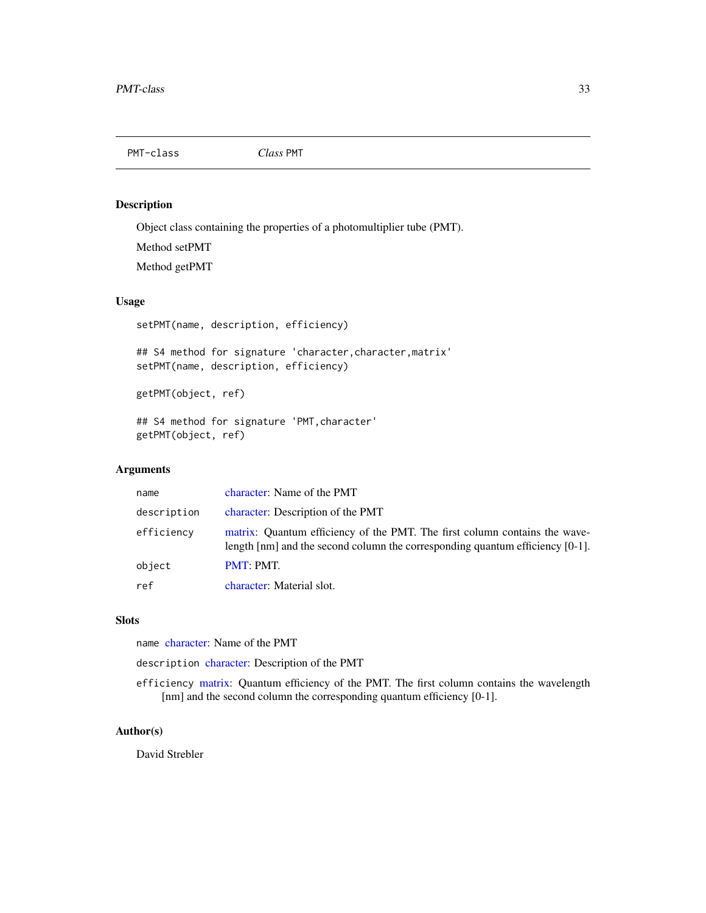# PMT-class    *Class* PMT

## Description

Object class containing the properties of a photomultiplier tube (PMT).

Method setPMT

Method getPMT

## Usage

```
setPMT(name, description, efficiency)

## S4 method for signature 'character,character,matrix'
setPMT(name, description, efficiency)

getPMT(object, ref)

## S4 method for signature 'PMT,character'
getPMT(object, ref)
```

## Arguments

| | |
|---|---|
| `name` | character: Name of the PMT |
| `description` | character: Description of the PMT |
| `efficiency` | matrix: Quantum efficiency of the PMT. The first column contains the wavelength [nm] and the second column the corresponding quantum efficiency [0-1]. |
| `object` | PMT: PMT. |
| `ref` | character: Material slot. |

## Slots

`name` character: Name of the PMT

`description` character: Description of the PMT

`efficiency` matrix: Quantum efficiency of the PMT. The first column contains the wavelength [nm] and the second column the corresponding quantum efficiency [0-1].

## Author(s)

David Strebler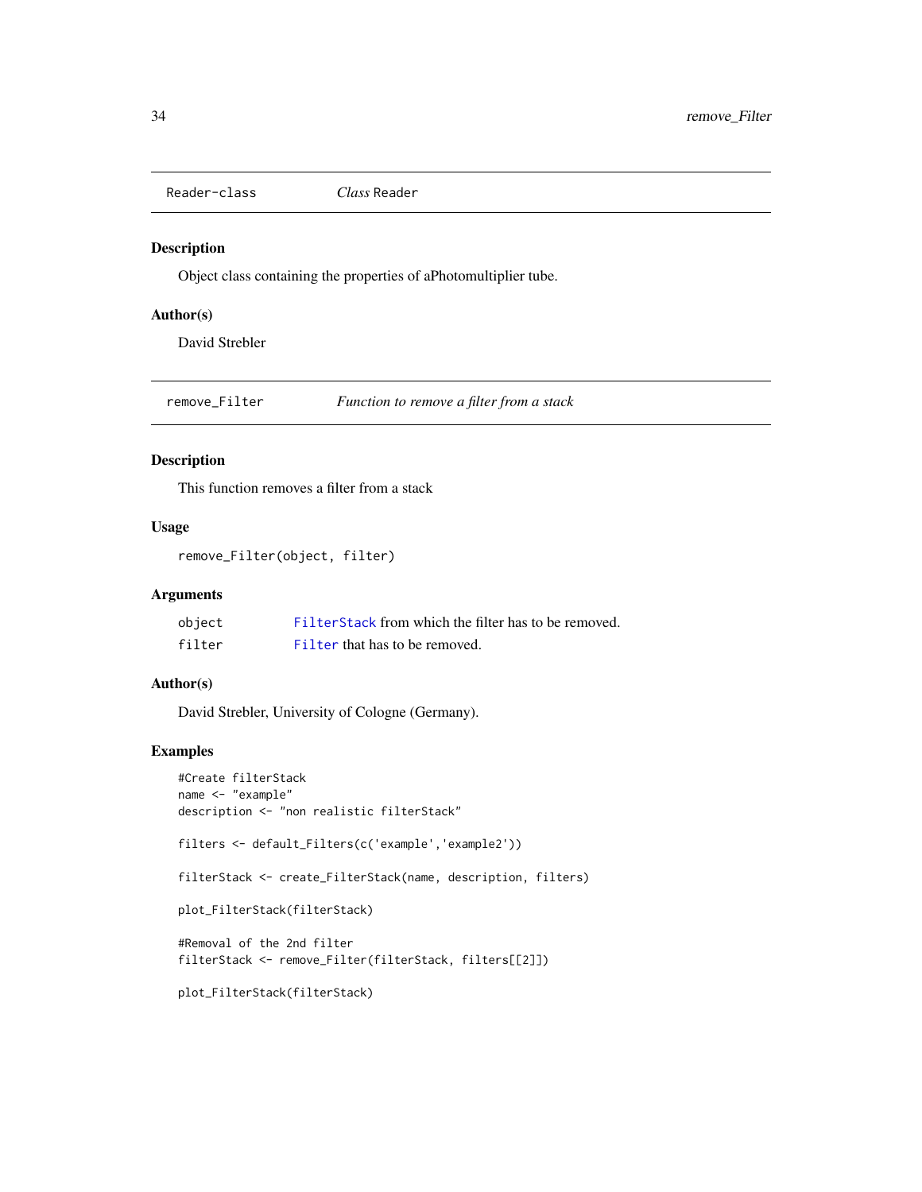## Reader-class *Class* Reader

### Description

Object class containing the properties of aPhotomultiplier tube.

### Author(s)

David Strebler

## remove_Filter *Function to remove a filter from a stack*

### Description

This function removes a filter from a stack

### Usage

```
remove_Filter(object, filter)
```

### Arguments

| | |
|---|---|
| object | FilterStack from which the filter has to be removed. |
| filter | Filter that has to be removed. |

### Author(s)

David Strebler, University of Cologne (Germany).

### Examples

```
#Create filterStack
name <- "example"
description <- "non realistic filterStack"

filters <- default_Filters(c('example','example2'))

filterStack <- create_FilterStack(name, description, filters)

plot_FilterStack(filterStack)

#Removal of the 2nd filter
filterStack <- remove_Filter(filterStack, filters[[2]])

plot_FilterStack(filterStack)
```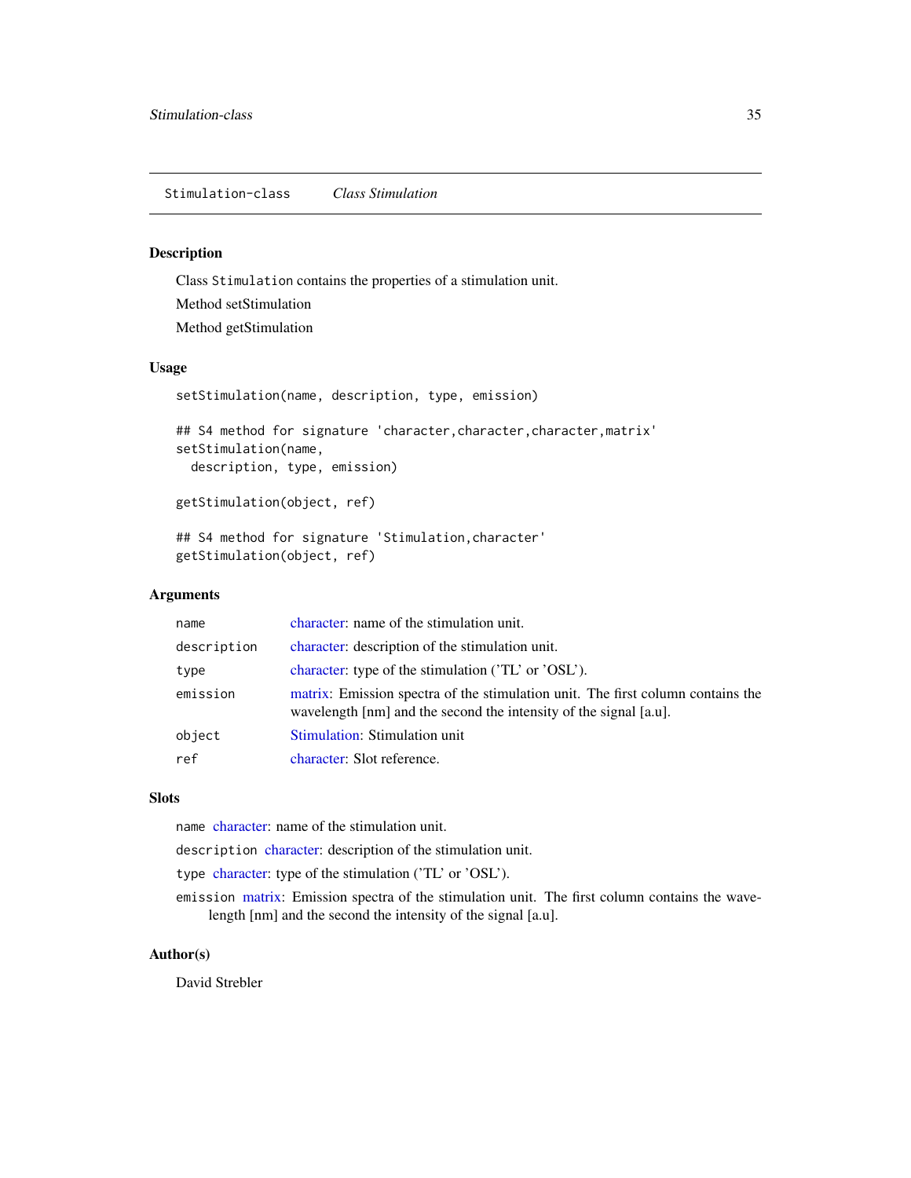## Stimulation-class *Class Stimulation*

### Description

Class `Stimulation` contains the properties of a stimulation unit.

Method setStimulation

Method getStimulation

### Usage

```
setStimulation(name, description, type, emission)

## S4 method for signature 'character,character,character,matrix'
setStimulation(name,
  description, type, emission)

getStimulation(object, ref)

## S4 method for signature 'Stimulation,character'
getStimulation(object, ref)
```

### Arguments

| | |
|---|---|
| `name` | character: name of the stimulation unit. |
| `description` | character: description of the stimulation unit. |
| `type` | character: type of the stimulation ('TL' or 'OSL'). |
| `emission` | matrix: Emission spectra of the stimulation unit. The first column contains the wavelength [nm] and the second the intensity of the signal [a.u]. |
| `object` | Stimulation: Stimulation unit |
| `ref` | character: Slot reference. |

### Slots

`name` character: name of the stimulation unit.

`description` character: description of the stimulation unit.

`type` character: type of the stimulation ('TL' or 'OSL').

`emission` matrix: Emission spectra of the stimulation unit. The first column contains the wavelength [nm] and the second the intensity of the signal [a.u].

### Author(s)

David Strebler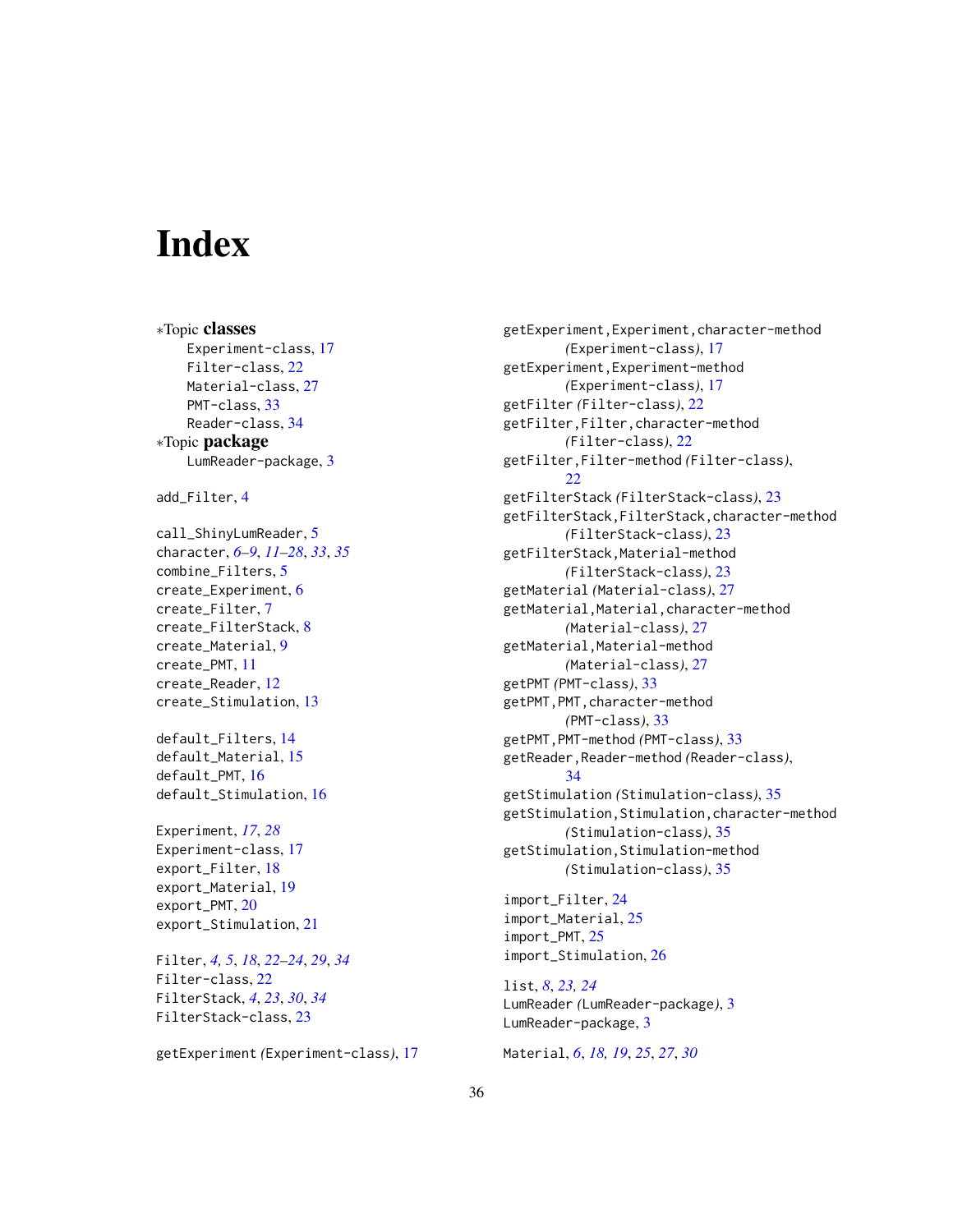# Index

∗Topic **classes**
- Experiment-class, 17
- Filter-class, 22
- Material-class, 27
- PMT-class, 33
- Reader-class, 34

∗Topic **package**
- LumReader-package, 3

add_Filter, 4

call_ShinyLumReader, 5
character, *6–9*, *11–28*, *33*, *35*
combine_Filters, 5
create_Experiment, 6
create_Filter, 7
create_FilterStack, 8
create_Material, 9
create_PMT, 11
create_Reader, 12
create_Stimulation, 13

default_Filters, 14
default_Material, 15
default_PMT, 16
default_Stimulation, 16

Experiment, *17*, *28*
Experiment-class, 17
export_Filter, 18
export_Material, 19
export_PMT, 20
export_Stimulation, 21

Filter, *4, 5*, *18*, *22–24*, *29*, *34*
Filter-class, 22
FilterStack, *4*, *23*, *30*, *34*
FilterStack-class, 23

getExperiment *(*Experiment-class*)*, 17
getExperiment,Experiment,character-method *(*Experiment-class*)*, 17
getExperiment,Experiment-method *(*Experiment-class*)*, 17
getFilter *(*Filter-class*)*, 22
getFilter,Filter,character-method *(*Filter-class*)*, 22
getFilter,Filter-method *(*Filter-class*)*, 22
getFilterStack *(*FilterStack-class*)*, 23
getFilterStack,FilterStack,character-method *(*FilterStack-class*)*, 23
getFilterStack,Material-method *(*FilterStack-class*)*, 23
getMaterial *(*Material-class*)*, 27
getMaterial,Material,character-method *(*Material-class*)*, 27
getMaterial,Material-method *(*Material-class*)*, 27
getPMT *(*PMT-class*)*, 33
getPMT,PMT,character-method *(*PMT-class*)*, 33
getPMT,PMT-method *(*PMT-class*)*, 33
getReader,Reader-method *(*Reader-class*)*, 34
getStimulation *(*Stimulation-class*)*, 35
getStimulation,Stimulation,character-method *(*Stimulation-class*)*, 35
getStimulation,Stimulation-method *(*Stimulation-class*)*, 35

import_Filter, 24
import_Material, 25
import_PMT, 25
import_Stimulation, 26

list, *8*, *23, 24*
LumReader *(*LumReader-package*)*, 3
LumReader-package, 3

Material, *6*, *18, 19*, *25*, *27*, *30*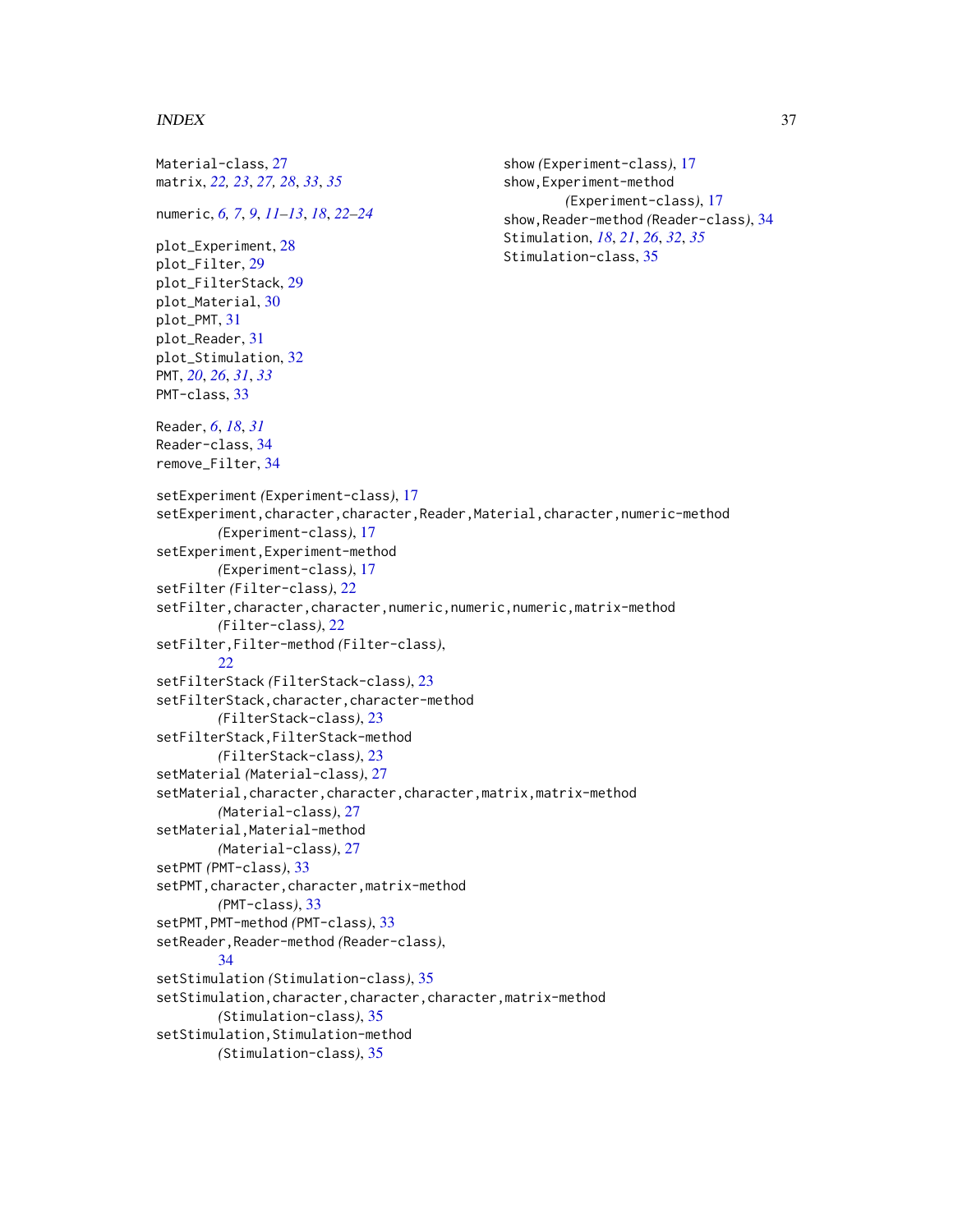Material-class, 27
matrix, *22, 23*, *27, 28*, *33*, *35*

numeric, *6, 7*, *9*, *11–13*, *18*, *22–24*

plot_Experiment, 28
plot_Filter, 29
plot_FilterStack, 29
plot_Material, 30
plot_PMT, 31
plot_Reader, 31
plot_Stimulation, 32
PMT, *20*, *26*, *31*, *33*
PMT-class, 33

Reader, *6*, *18*, *31*
Reader-class, 34
remove_Filter, 34

setExperiment *(*Experiment-class*)*, 17
setExperiment,character,character,Reader,Material,character,numeric-method
    *(*Experiment-class*)*, 17
setExperiment,Experiment-method
    *(*Experiment-class*)*, 17
setFilter *(*Filter-class*)*, 22
setFilter,character,character,numeric,numeric,numeric,matrix-method
    *(*Filter-class*)*, 22
setFilter,Filter-method *(*Filter-class*)*,
    22
setFilterStack *(*FilterStack-class*)*, 23
setFilterStack,character,character-method
    *(*FilterStack-class*)*, 23
setFilterStack,FilterStack-method
    *(*FilterStack-class*)*, 23
setMaterial *(*Material-class*)*, 27
setMaterial,character,character,character,matrix,matrix-method
    *(*Material-class*)*, 27
setMaterial,Material-method
    *(*Material-class*)*, 27
setPMT *(*PMT-class*)*, 33
setPMT,character,character,matrix-method
    *(*PMT-class*)*, 33
setPMT,PMT-method *(*PMT-class*)*, 33
setReader,Reader-method *(*Reader-class*)*,
    34
setStimulation *(*Stimulation-class*)*, 35
setStimulation,character,character,character,matrix-method
    *(*Stimulation-class*)*, 35
setStimulation,Stimulation-method
    *(*Stimulation-class*)*, 35
show *(*Experiment-class*)*, 17
show,Experiment-method
    *(*Experiment-class*)*, 17
show,Reader-method *(*Reader-class*)*, 34
Stimulation, *18*, *21*, *26*, *32*, *35*
Stimulation-class, 35